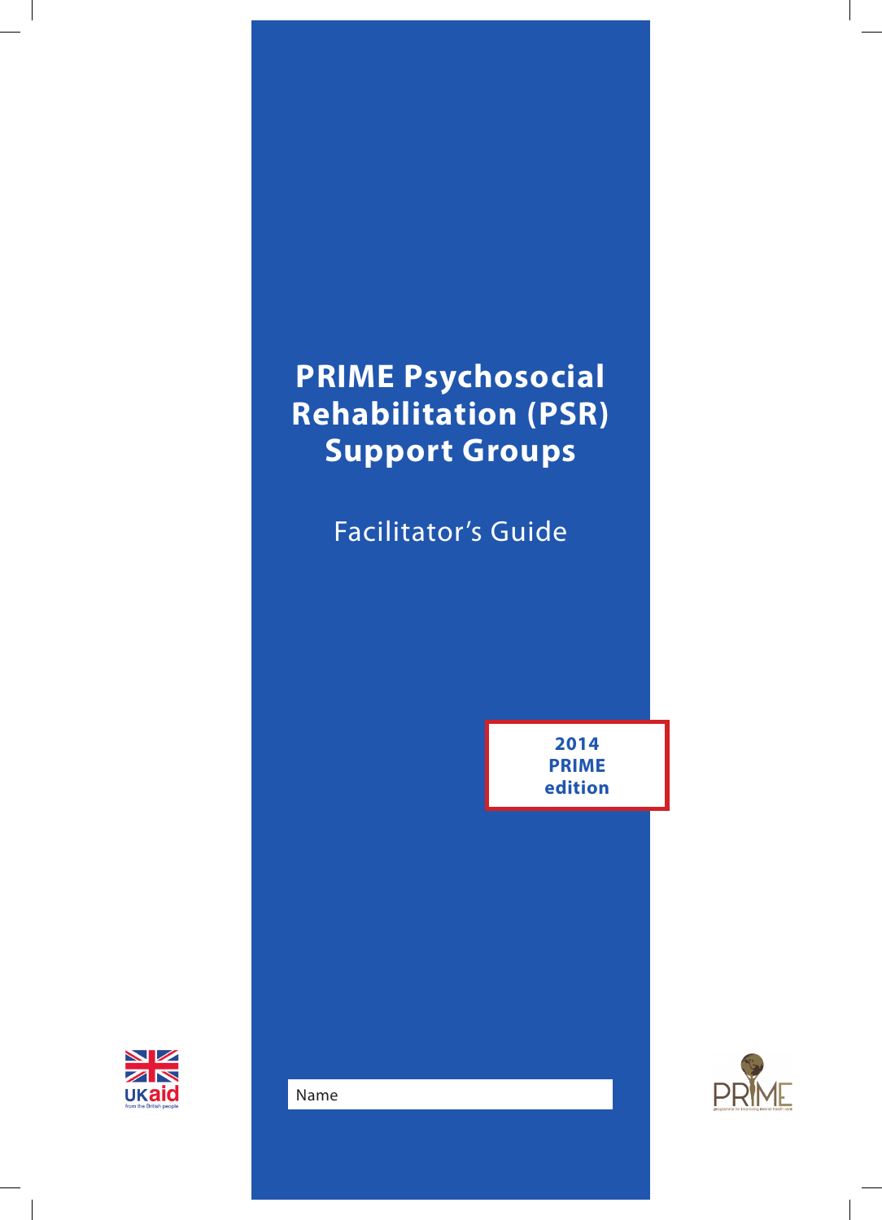# PRIME Psychosocial Rehabilitation (PSR) Support Groups

## Facilitator's Guide

**2014 PRIME edition**

Name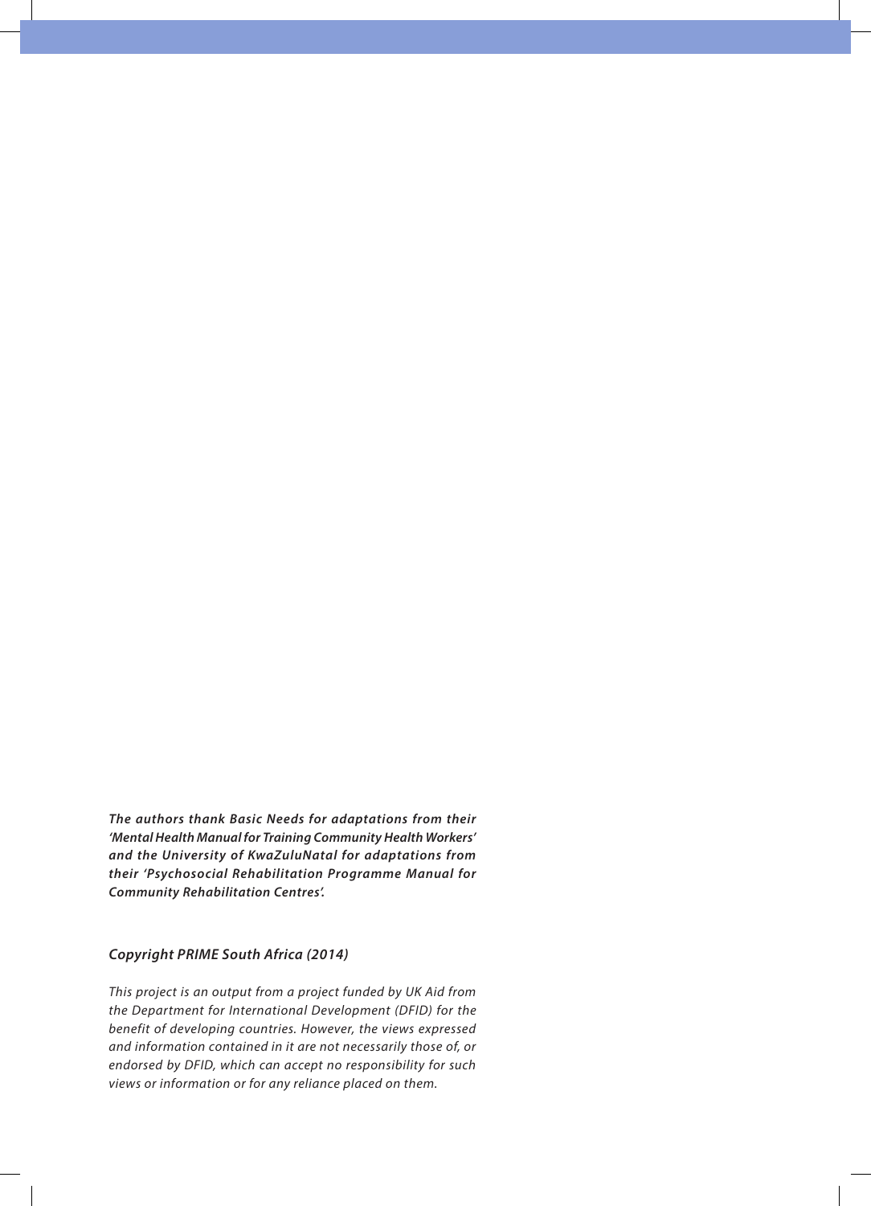***The authors thank Basic Needs for adaptations from their 'Mental Health Manual for Training Community Health Workers' and the University of KwaZuluNatal for adaptations from their 'Psychosocial Rehabilitation Programme Manual for Community Rehabilitation Centres'.***

***Copyright PRIME South Africa (2014)***

*This project is an output from a project funded by UK Aid from the Department for International Development (DFID) for the benefit of developing countries. However, the views expressed and information contained in it are not necessarily those of, or endorsed by DFID, which can accept no responsibility for such views or information or for any reliance placed on them.*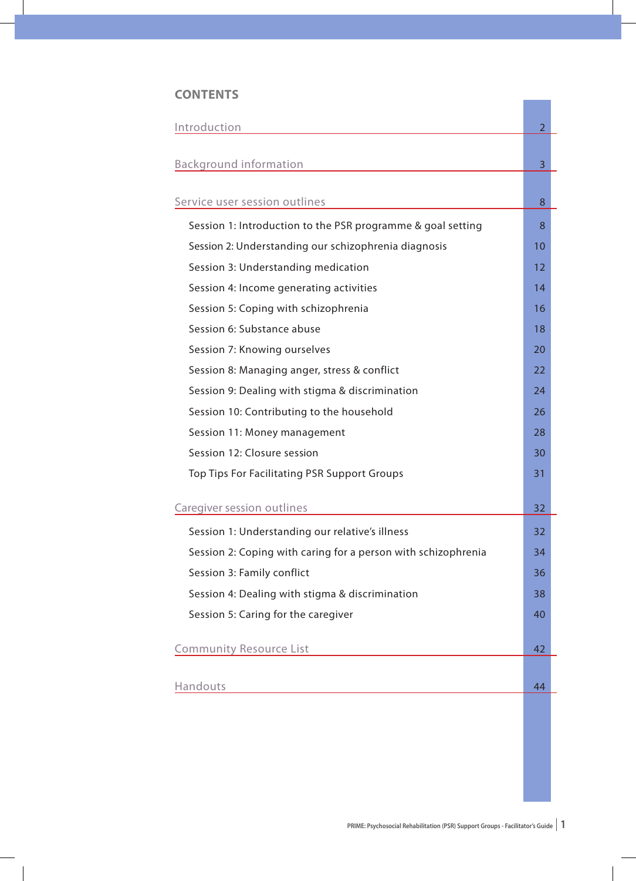# CONTENTS

| | |
|---|---|
| Introduction | 2 |
| Background information | 3 |
| Service user session outlines | 8 |
| Session 1: Introduction to the PSR programme & goal setting | 8 |
| Session 2: Understanding our schizophrenia diagnosis | 10 |
| Session 3: Understanding medication | 12 |
| Session 4: Income generating activities | 14 |
| Session 5: Coping with schizophrenia | 16 |
| Session 6: Substance abuse | 18 |
| Session 7: Knowing ourselves | 20 |
| Session 8: Managing anger, stress & conflict | 22 |
| Session 9: Dealing with stigma & discrimination | 24 |
| Session 10: Contributing to the household | 26 |
| Session 11: Money management | 28 |
| Session 12: Closure session | 30 |
| Top Tips For Facilitating PSR Support Groups | 31 |
| Caregiver session outlines | 32 |
| Session 1: Understanding our relative's illness | 32 |
| Session 2: Coping with caring for a person with schizophrenia | 34 |
| Session 3: Family conflict | 36 |
| Session 4: Dealing with stigma & discrimination | 38 |
| Session 5: Caring for the caregiver | 40 |
| Community Resource List | 42 |
| Handouts | 44 |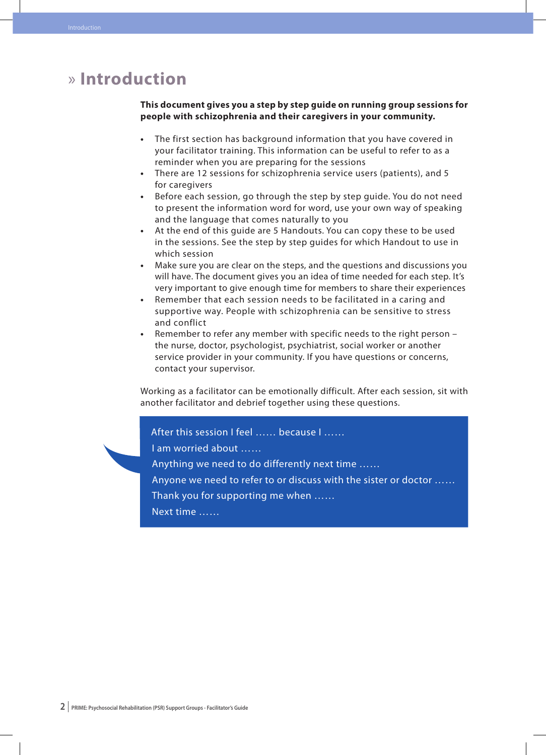# » Introduction

**This document gives you a step by step guide on running group sessions for people with schizophrenia and their caregivers in your community.**

- The first section has background information that you have covered in your facilitator training. This information can be useful to refer to as a reminder when you are preparing for the sessions
- There are 12 sessions for schizophrenia service users (patients), and 5 for caregivers
- Before each session, go through the step by step guide. You do not need to present the information word for word, use your own way of speaking and the language that comes naturally to you
- At the end of this guide are 5 Handouts. You can copy these to be used in the sessions. See the step by step guides for which Handout to use in which session
- Make sure you are clear on the steps, and the questions and discussions you will have. The document gives you an idea of time needed for each step. It's very important to give enough time for members to share their experiences
- Remember that each session needs to be facilitated in a caring and supportive way. People with schizophrenia can be sensitive to stress and conflict
- Remember to refer any member with specific needs to the right person – the nurse, doctor, psychologist, psychiatrist, social worker or another service provider in your community. If you have questions or concerns, contact your supervisor.

Working as a facilitator can be emotionally difficult. After each session, sit with another facilitator and debrief together using these questions.

> After this session I feel …… because I ……
>
> I am worried about ……
>
> Anything we need to do differently next time ……
>
> Anyone we need to refer to or discuss with the sister or doctor ……
>
> Thank you for supporting me when ……
>
> Next time ……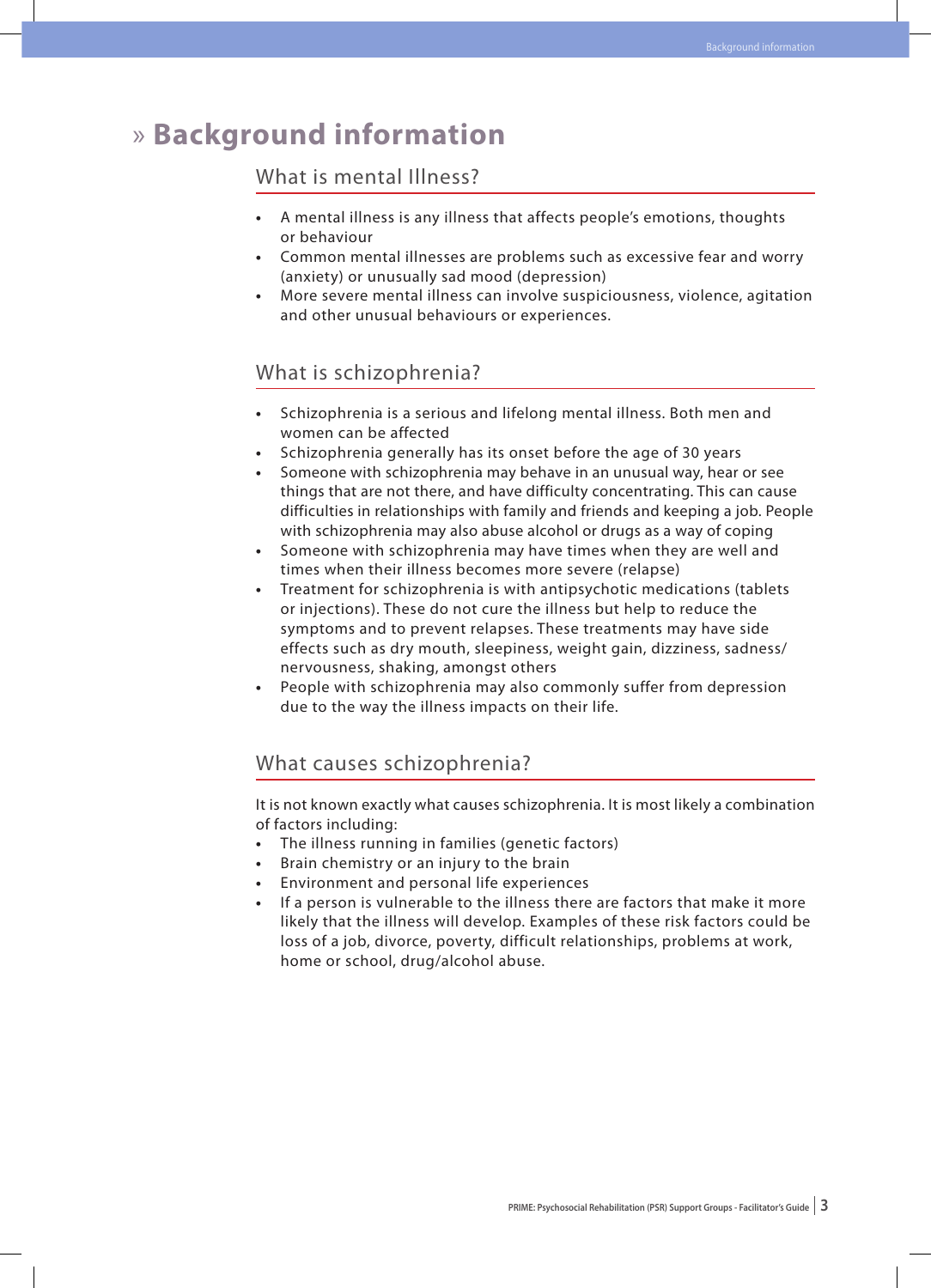# » Background information

## What is mental Illness?

- A mental illness is any illness that affects people's emotions, thoughts or behaviour
- Common mental illnesses are problems such as excessive fear and worry (anxiety) or unusually sad mood (depression)
- More severe mental illness can involve suspiciousness, violence, agitation and other unusual behaviours or experiences.

## What is schizophrenia?

- Schizophrenia is a serious and lifelong mental illness. Both men and women can be affected
- Schizophrenia generally has its onset before the age of 30 years
- Someone with schizophrenia may behave in an unusual way, hear or see things that are not there, and have difficulty concentrating. This can cause difficulties in relationships with family and friends and keeping a job. People with schizophrenia may also abuse alcohol or drugs as a way of coping
- Someone with schizophrenia may have times when they are well and times when their illness becomes more severe (relapse)
- Treatment for schizophrenia is with antipsychotic medications (tablets or injections). These do not cure the illness but help to reduce the symptoms and to prevent relapses. These treatments may have side effects such as dry mouth, sleepiness, weight gain, dizziness, sadness/nervousness, shaking, amongst others
- People with schizophrenia may also commonly suffer from depression due to the way the illness impacts on their life.

## What causes schizophrenia?

It is not known exactly what causes schizophrenia. It is most likely a combination of factors including:

- The illness running in families (genetic factors)
- Brain chemistry or an injury to the brain
- Environment and personal life experiences
- If a person is vulnerable to the illness there are factors that make it more likely that the illness will develop. Examples of these risk factors could be loss of a job, divorce, poverty, difficult relationships, problems at work, home or school, drug/alcohol abuse.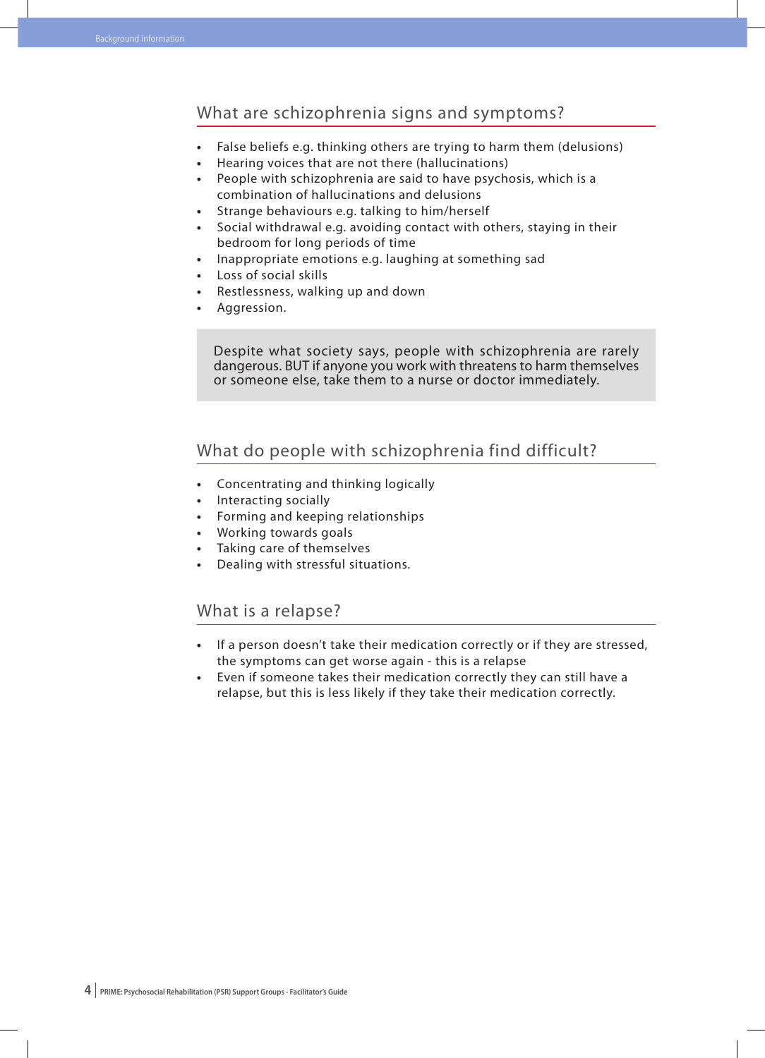## What are schizophrenia signs and symptoms?

- False beliefs e.g. thinking others are trying to harm them (delusions)
- Hearing voices that are not there (hallucinations)
- People with schizophrenia are said to have psychosis, which is a combination of hallucinations and delusions
- Strange behaviours e.g. talking to him/herself
- Social withdrawal e.g. avoiding contact with others, staying in their bedroom for long periods of time
- Inappropriate emotions e.g. laughing at something sad
- Loss of social skills
- Restlessness, walking up and down
- Aggression.

> Despite what society says, people with schizophrenia are rarely dangerous. BUT if anyone you work with threatens to harm themselves or someone else, take them to a nurse or doctor immediately.

## What do people with schizophrenia find difficult?

- Concentrating and thinking logically
- Interacting socially
- Forming and keeping relationships
- Working towards goals
- Taking care of themselves
- Dealing with stressful situations.

## What is a relapse?

- If a person doesn't take their medication correctly or if they are stressed, the symptoms can get worse again - this is a relapse
- Even if someone takes their medication correctly they can still have a relapse, but this is less likely if they take their medication correctly.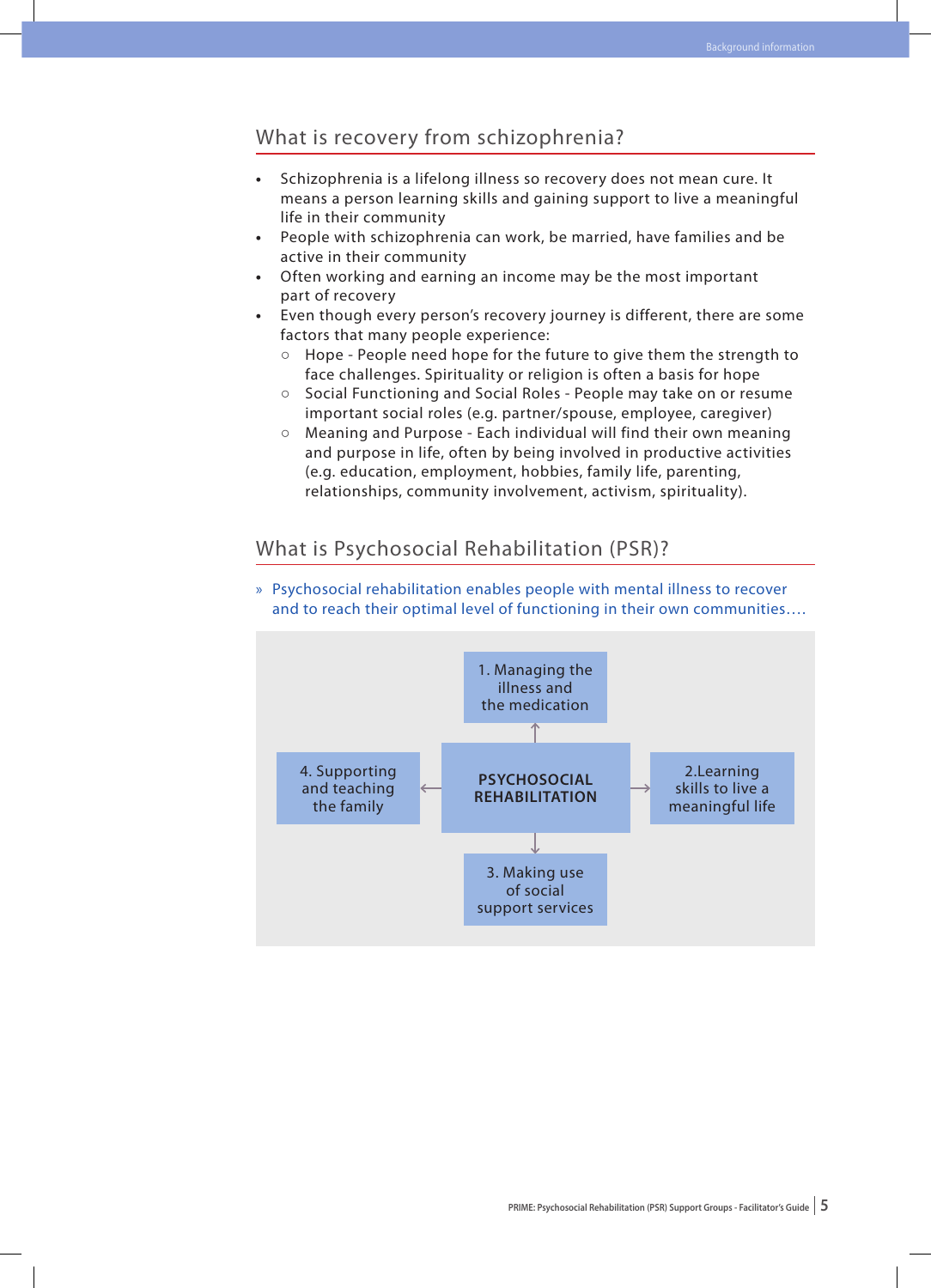## What is recovery from schizophrenia?

- Schizophrenia is a lifelong illness so recovery does not mean cure. It means a person learning skills and gaining support to live a meaningful life in their community
- People with schizophrenia can work, be married, have families and be active in their community
- Often working and earning an income may be the most important part of recovery
- Even though every person's recovery journey is different, there are some factors that many people experience:
  - Hope - People need hope for the future to give them the strength to face challenges. Spirituality or religion is often a basis for hope
  - Social Functioning and Social Roles - People may take on or resume important social roles (e.g. partner/spouse, employee, caregiver)
  - Meaning and Purpose - Each individual will find their own meaning and purpose in life, often by being involved in productive activities (e.g. education, employment, hobbies, family life, parenting, relationships, community involvement, activism, spirituality).

## What is Psychosocial Rehabilitation (PSR)?

» Psychosocial rehabilitation enables people with mental illness to recover and to reach their optimal level of functioning in their own communities....

**PSYCHOSOCIAL REHABILITATION**

1. Managing the illness and the medication
2. Learning skills to live a meaningful life
3. Making use of social support services
4. Supporting and teaching the family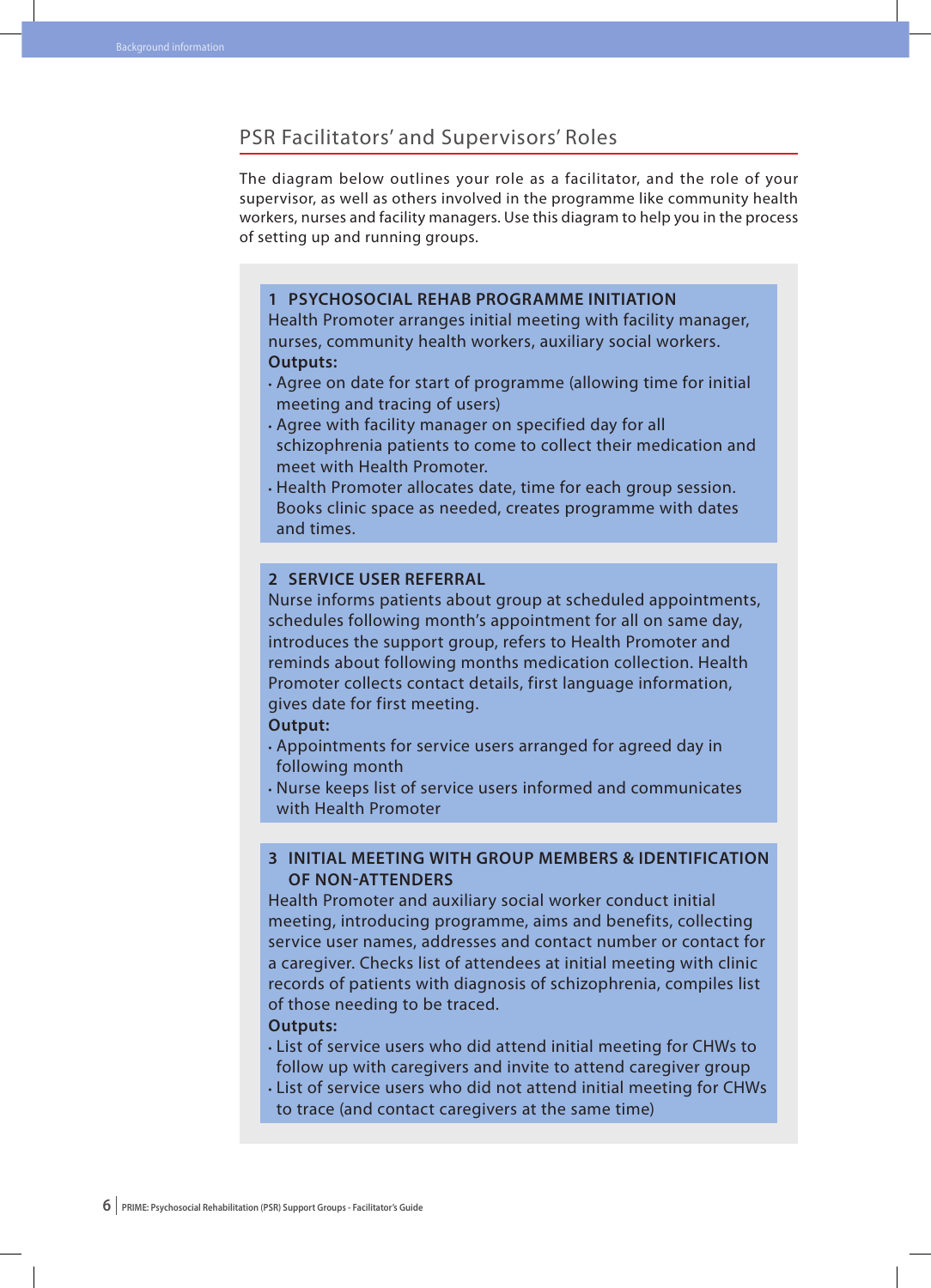## PSR Facilitators' and Supervisors' Roles

The diagram below outlines your role as a facilitator, and the role of your supervisor, as well as others involved in the programme like community health workers, nurses and facility managers. Use this diagram to help you in the process of setting up and running groups.

### 1 PSYCHOSOCIAL REHAB PROGRAMME INITIATION

Health Promoter arranges initial meeting with facility manager, nurses, community health workers, auxiliary social workers.

**Outputs:**

- Agree on date for start of programme (allowing time for initial meeting and tracing of users)
- Agree with facility manager on specified day for all schizophrenia patients to come to collect their medication and meet with Health Promoter.
- Health Promoter allocates date, time for each group session. Books clinic space as needed, creates programme with dates and times.

### 2 SERVICE USER REFERRAL

Nurse informs patients about group at scheduled appointments, schedules following month's appointment for all on same day, introduces the support group, refers to Health Promoter and reminds about following months medication collection. Health Promoter collects contact details, first language information, gives date for first meeting.

**Output:**

- Appointments for service users arranged for agreed day in following month
- Nurse keeps list of service users informed and communicates with Health Promoter

### 3 INITIAL MEETING WITH GROUP MEMBERS & IDENTIFICATION OF NON-ATTENDERS

Health Promoter and auxiliary social worker conduct initial meeting, introducing programme, aims and benefits, collecting service user names, addresses and contact number or contact for a caregiver. Checks list of attendees at initial meeting with clinic records of patients with diagnosis of schizophrenia, compiles list of those needing to be traced.

**Outputs:**

- List of service users who did attend initial meeting for CHWs to follow up with caregivers and invite to attend caregiver group
- List of service users who did not attend initial meeting for CHWs to trace (and contact caregivers at the same time)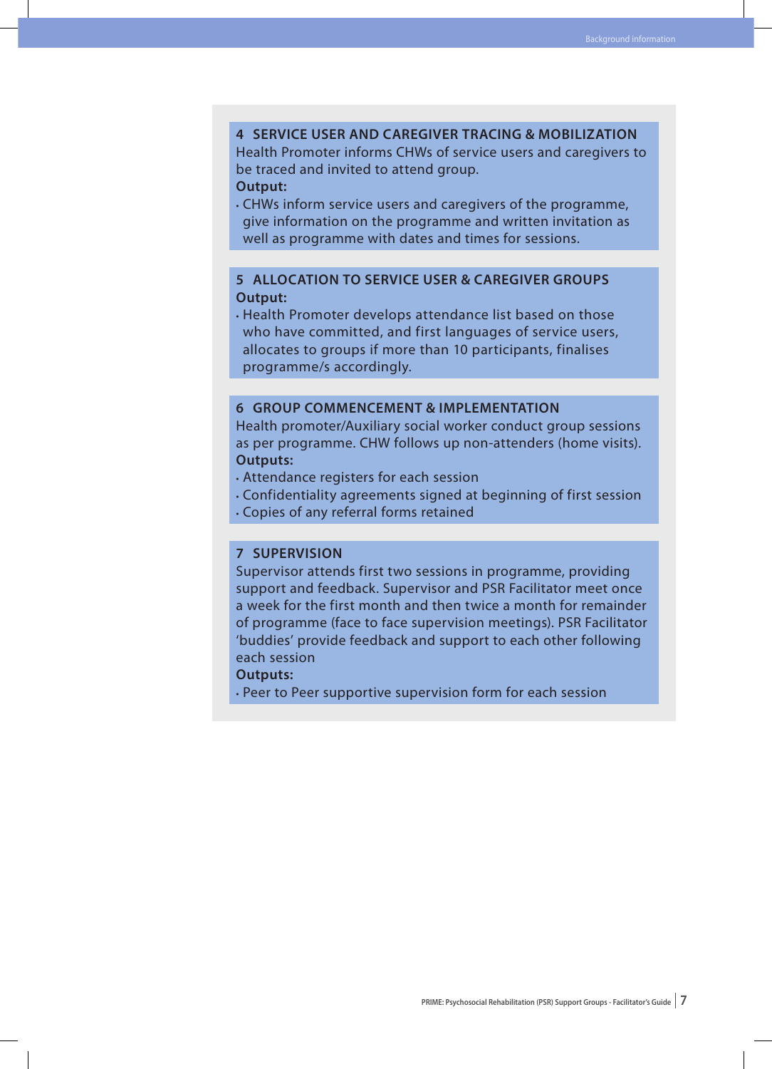### 4 SERVICE USER AND CAREGIVER TRACING & MOBILIZATION

Health Promoter informs CHWs of service users and caregivers to be traced and invited to attend group.

**Output:**

- CHWs inform service users and caregivers of the programme, give information on the programme and written invitation as well as programme with dates and times for sessions.

### 5 ALLOCATION TO SERVICE USER & CAREGIVER GROUPS

**Output:**

- Health Promoter develops attendance list based on those who have committed, and first languages of service users, allocates to groups if more than 10 participants, finalises programme/s accordingly.

### 6 GROUP COMMENCEMENT & IMPLEMENTATION

Health promoter/Auxiliary social worker conduct group sessions as per programme. CHW follows up non-attenders (home visits).

**Outputs:**

- Attendance registers for each session
- Confidentiality agreements signed at beginning of first session
- Copies of any referral forms retained

### 7 SUPERVISION

Supervisor attends first two sessions in programme, providing support and feedback. Supervisor and PSR Facilitator meet once a week for the first month and then twice a month for remainder of programme (face to face supervision meetings). PSR Facilitator 'buddies' provide feedback and support to each other following each session

**Outputs:**

- Peer to Peer supportive supervision form for each session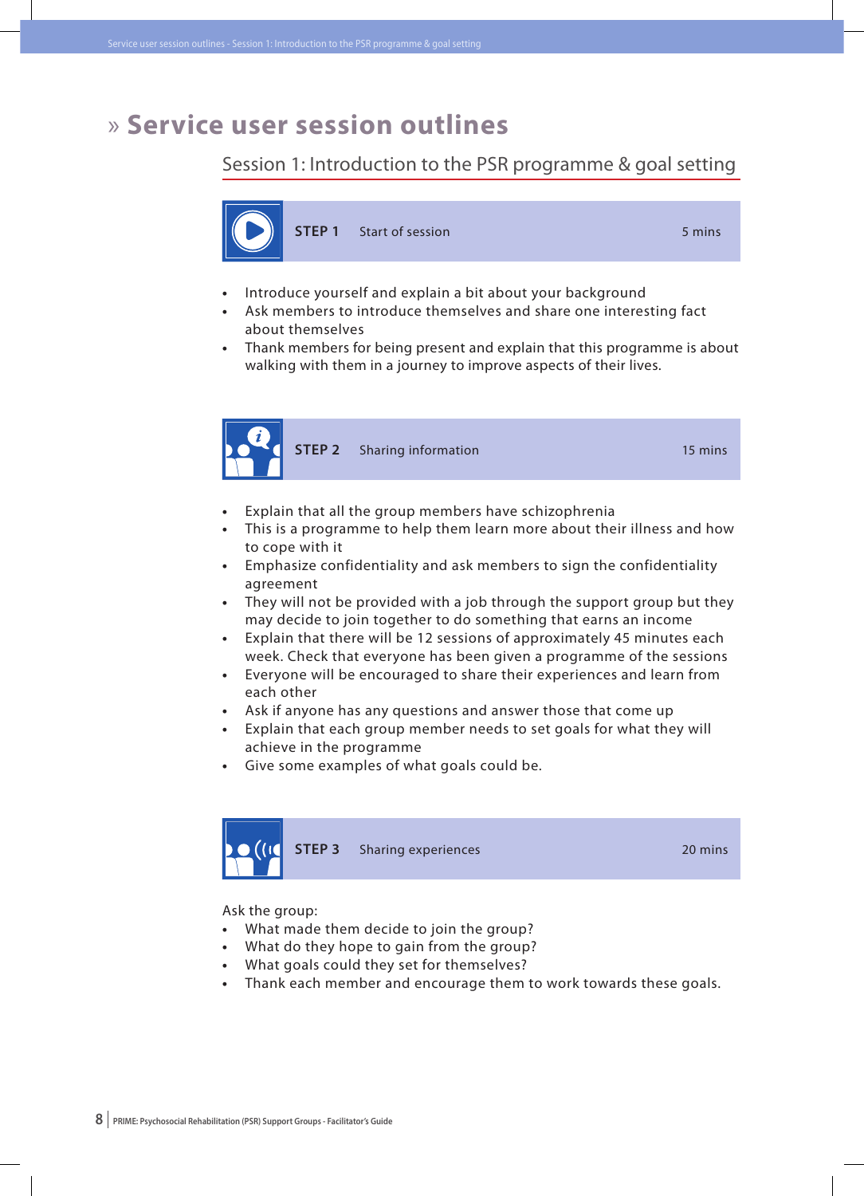# » Service user session outlines

## Session 1: Introduction to the PSR programme & goal setting

### STEP 1 Start of session 5 mins

- Introduce yourself and explain a bit about your background
- Ask members to introduce themselves and share one interesting fact about themselves
- Thank members for being present and explain that this programme is about walking with them in a journey to improve aspects of their lives.

### STEP 2 Sharing information 15 mins

- Explain that all the group members have schizophrenia
- This is a programme to help them learn more about their illness and how to cope with it
- Emphasize confidentiality and ask members to sign the confidentiality agreement
- They will not be provided with a job through the support group but they may decide to join together to do something that earns an income
- Explain that there will be 12 sessions of approximately 45 minutes each week. Check that everyone has been given a programme of the sessions
- Everyone will be encouraged to share their experiences and learn from each other
- Ask if anyone has any questions and answer those that come up
- Explain that each group member needs to set goals for what they will achieve in the programme
- Give some examples of what goals could be.

### STEP 3 Sharing experiences 20 mins

Ask the group:

- What made them decide to join the group?
- What do they hope to gain from the group?
- What goals could they set for themselves?
- Thank each member and encourage them to work towards these goals.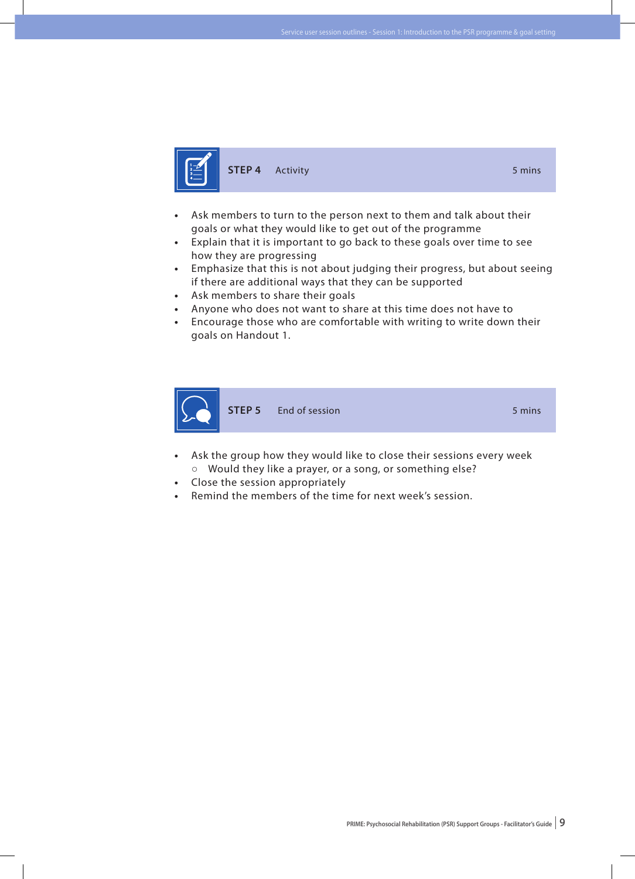### STEP 4 Activity 5 mins

- Ask members to turn to the person next to them and talk about their goals or what they would like to get out of the programme
- Explain that it is important to go back to these goals over time to see how they are progressing
- Emphasize that this is not about judging their progress, but about seeing if there are additional ways that they can be supported
- Ask members to share their goals
- Anyone who does not want to share at this time does not have to
- Encourage those who are comfortable with writing to write down their goals on Handout 1.

### STEP 5 End of session 5 mins

- Ask the group how they would like to close their sessions every week
  - Would they like a prayer, or a song, or something else?
- Close the session appropriately
- Remind the members of the time for next week's session.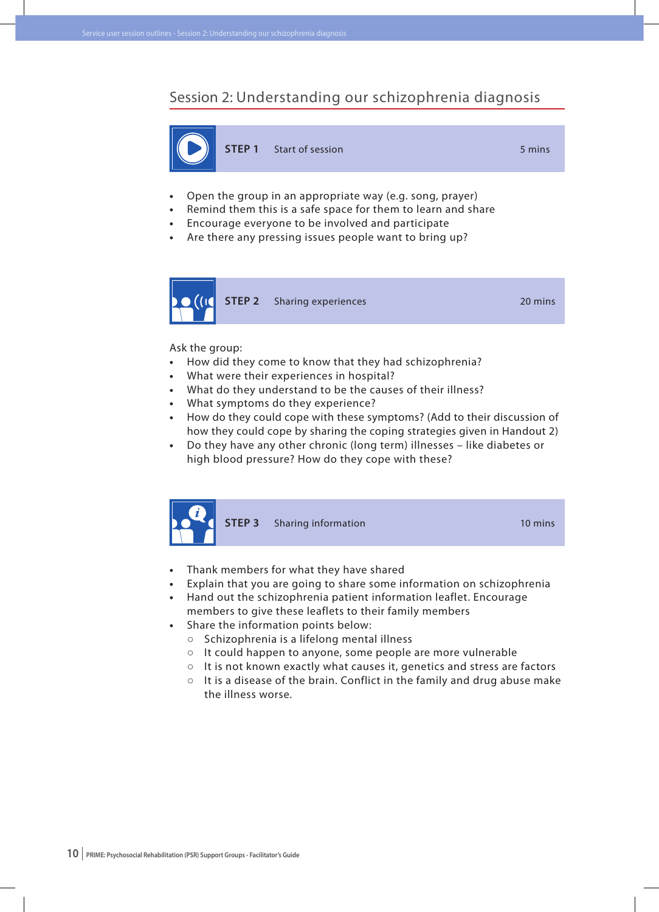## Session 2: Understanding our schizophrenia diagnosis

**STEP 1** Start of session — 5 mins

- Open the group in an appropriate way (e.g. song, prayer)
- Remind them this is a safe space for them to learn and share
- Encourage everyone to be involved and participate
- Are there any pressing issues people want to bring up?

**STEP 2** Sharing experiences — 20 mins

Ask the group:

- How did they come to know that they had schizophrenia?
- What were their experiences in hospital?
- What do they understand to be the causes of their illness?
- What symptoms do they experience?
- How do they could cope with these symptoms? (Add to their discussion of how they could cope by sharing the coping strategies given in Handout 2)
- Do they have any other chronic (long term) illnesses – like diabetes or high blood pressure? How do they cope with these?

**STEP 3** Sharing information — 10 mins

- Thank members for what they have shared
- Explain that you are going to share some information on schizophrenia
- Hand out the schizophrenia patient information leaflet. Encourage members to give these leaflets to their family members
- Share the information points below:
  - Schizophrenia is a lifelong mental illness
  - It could happen to anyone, some people are more vulnerable
  - It is not known exactly what causes it, genetics and stress are factors
  - It is a disease of the brain. Conflict in the family and drug abuse make the illness worse.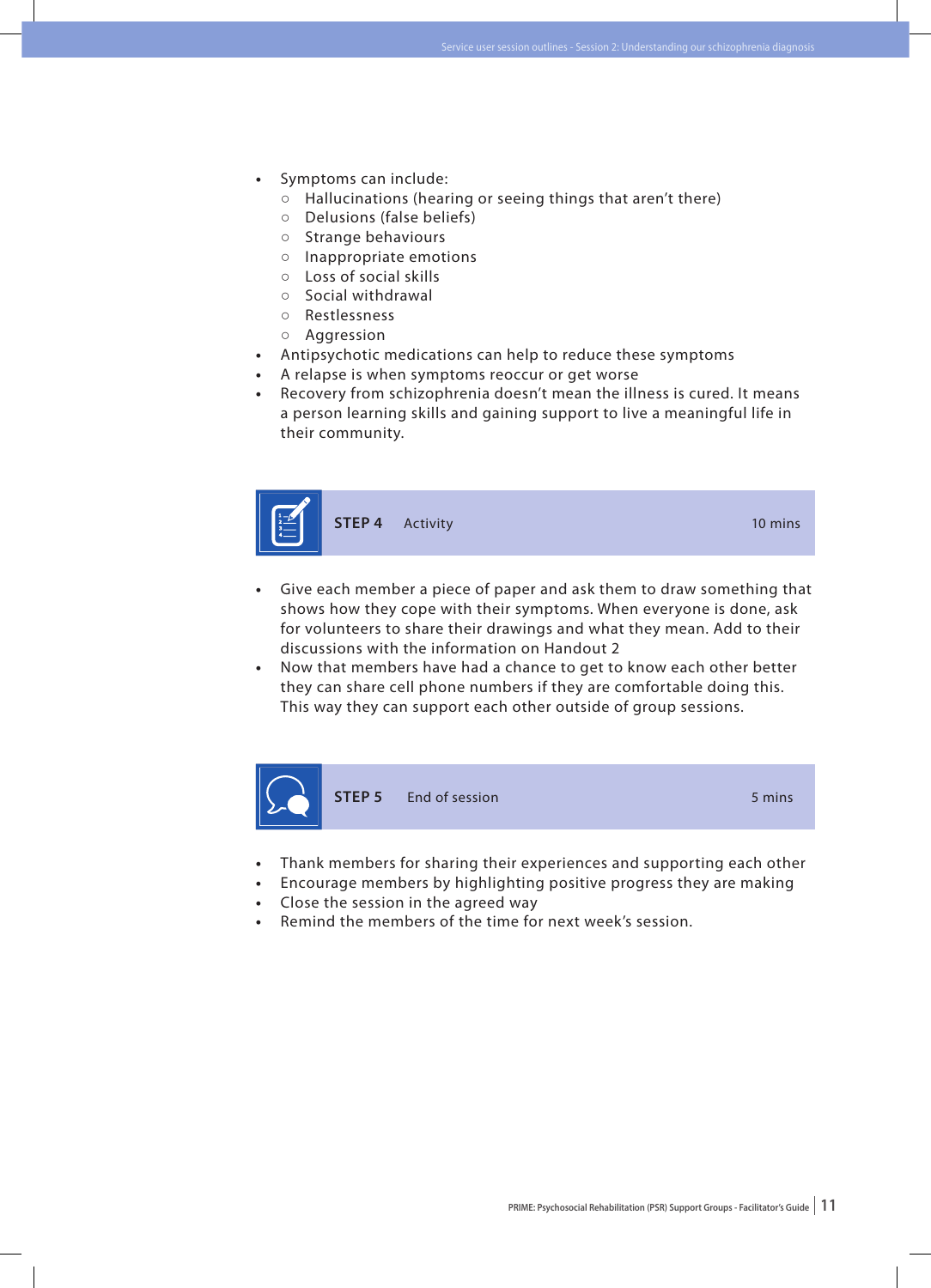- Symptoms can include:
  - Hallucinations (hearing or seeing things that aren't there)
  - Delusions (false beliefs)
  - Strange behaviours
  - Inappropriate emotions
  - Loss of social skills
  - Social withdrawal
  - Restlessness
  - Aggression
- Antipsychotic medications can help to reduce these symptoms
- A relapse is when symptoms reoccur or get worse
- Recovery from schizophrenia doesn't mean the illness is cured. It means a person learning skills and gaining support to live a meaningful life in their community.

### STEP 4 Activity — 10 mins

- Give each member a piece of paper and ask them to draw something that shows how they cope with their symptoms. When everyone is done, ask for volunteers to share their drawings and what they mean. Add to their discussions with the information on Handout 2
- Now that members have had a chance to get to know each other better they can share cell phone numbers if they are comfortable doing this. This way they can support each other outside of group sessions.

### STEP 5 End of session — 5 mins

- Thank members for sharing their experiences and supporting each other
- Encourage members by highlighting positive progress they are making
- Close the session in the agreed way
- Remind the members of the time for next week's session.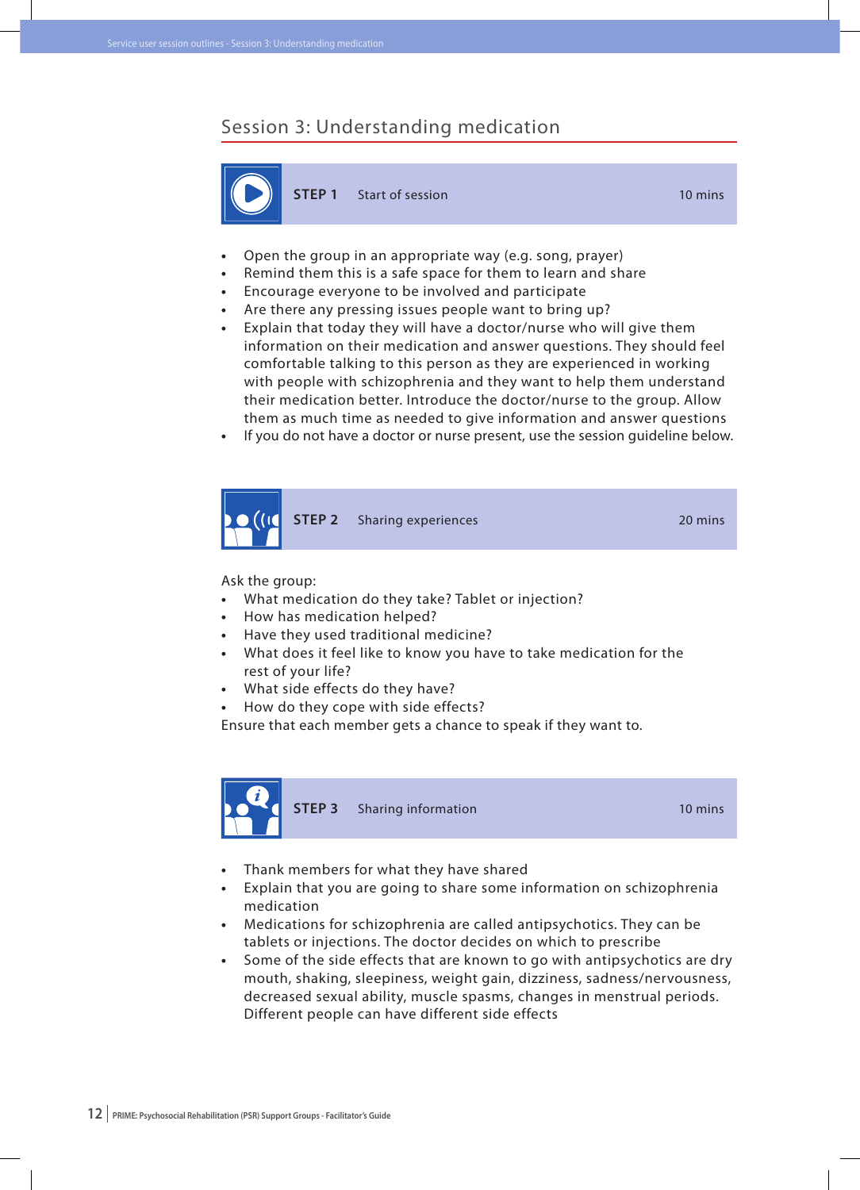## Session 3: Understanding medication

### STEP 1 Start of session — 10 mins

- Open the group in an appropriate way (e.g. song, prayer)
- Remind them this is a safe space for them to learn and share
- Encourage everyone to be involved and participate
- Are there any pressing issues people want to bring up?
- Explain that today they will have a doctor/nurse who will give them information on their medication and answer questions. They should feel comfortable talking to this person as they are experienced in working with people with schizophrenia and they want to help them understand their medication better. Introduce the doctor/nurse to the group. Allow them as much time as needed to give information and answer questions
- If you do not have a doctor or nurse present, use the session guideline below.

### STEP 2 Sharing experiences — 20 mins

Ask the group:

- What medication do they take? Tablet or injection?
- How has medication helped?
- Have they used traditional medicine?
- What does it feel like to know you have to take medication for the rest of your life?
- What side effects do they have?
- How do they cope with side effects?

Ensure that each member gets a chance to speak if they want to.

### STEP 3 Sharing information — 10 mins

- Thank members for what they have shared
- Explain that you are going to share some information on schizophrenia medication
- Medications for schizophrenia are called antipsychotics. They can be tablets or injections. The doctor decides on which to prescribe
- Some of the side effects that are known to go with antipsychotics are dry mouth, shaking, sleepiness, weight gain, dizziness, sadness/nervousness, decreased sexual ability, muscle spasms, changes in menstrual periods. Different people can have different side effects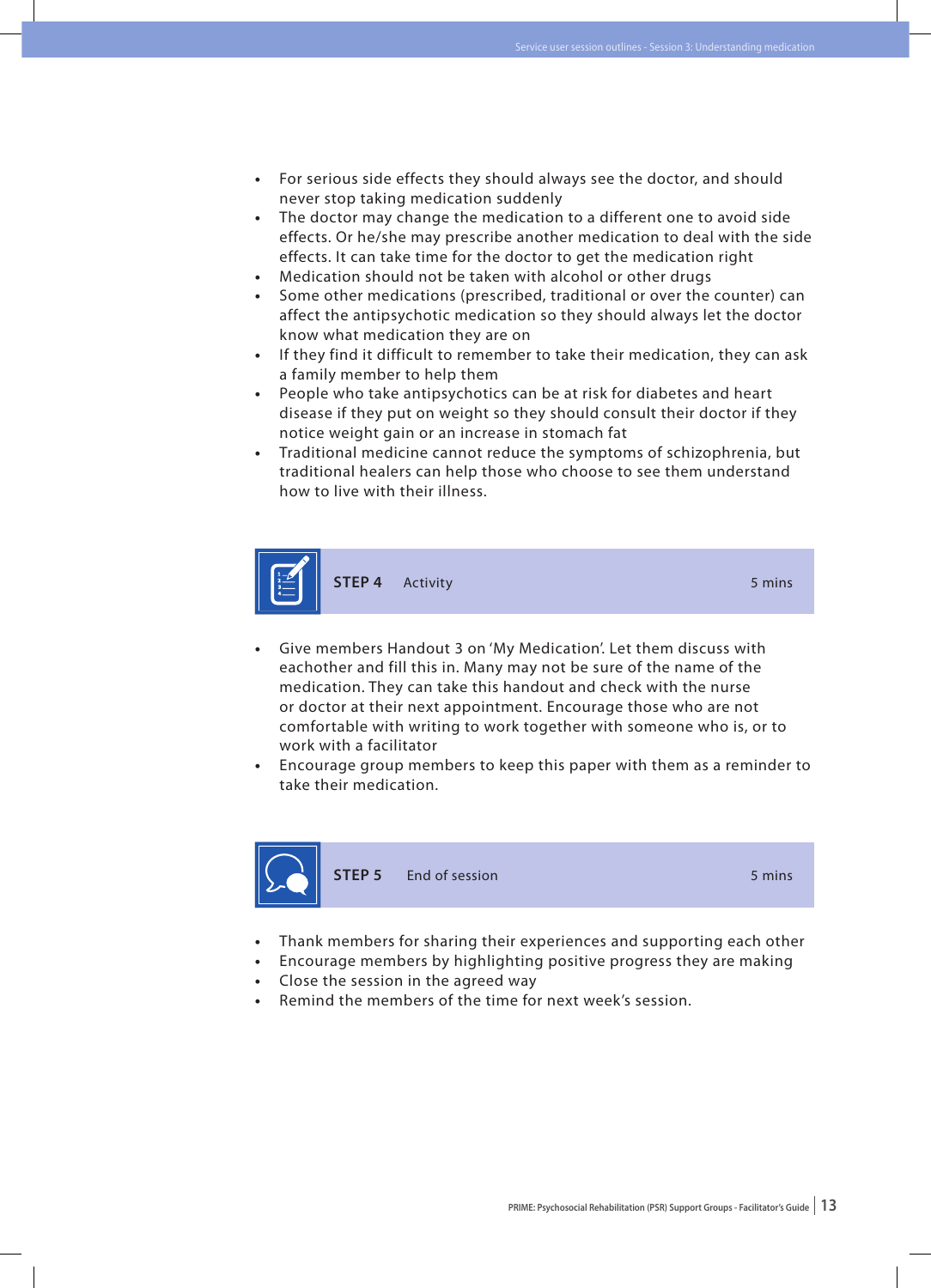- For serious side effects they should always see the doctor, and should never stop taking medication suddenly
- The doctor may change the medication to a different one to avoid side effects. Or he/she may prescribe another medication to deal with the side effects. It can take time for the doctor to get the medication right
- Medication should not be taken with alcohol or other drugs
- Some other medications (prescribed, traditional or over the counter) can affect the antipsychotic medication so they should always let the doctor know what medication they are on
- If they find it difficult to remember to take their medication, they can ask a family member to help them
- People who take antipsychotics can be at risk for diabetes and heart disease if they put on weight so they should consult their doctor if they notice weight gain or an increase in stomach fat
- Traditional medicine cannot reduce the symptoms of schizophrenia, but traditional healers can help those who choose to see them understand how to live with their illness.

### STEP 4 Activity 5 mins

- Give members Handout 3 on 'My Medication'. Let them discuss with eachother and fill this in. Many may not be sure of the name of the medication. They can take this handout and check with the nurse or doctor at their next appointment. Encourage those who are not comfortable with writing to work together with someone who is, or to work with a facilitator
- Encourage group members to keep this paper with them as a reminder to take their medication.

### STEP 5 End of session 5 mins

- Thank members for sharing their experiences and supporting each other
- Encourage members by highlighting positive progress they are making
- Close the session in the agreed way
- Remind the members of the time for next week's session.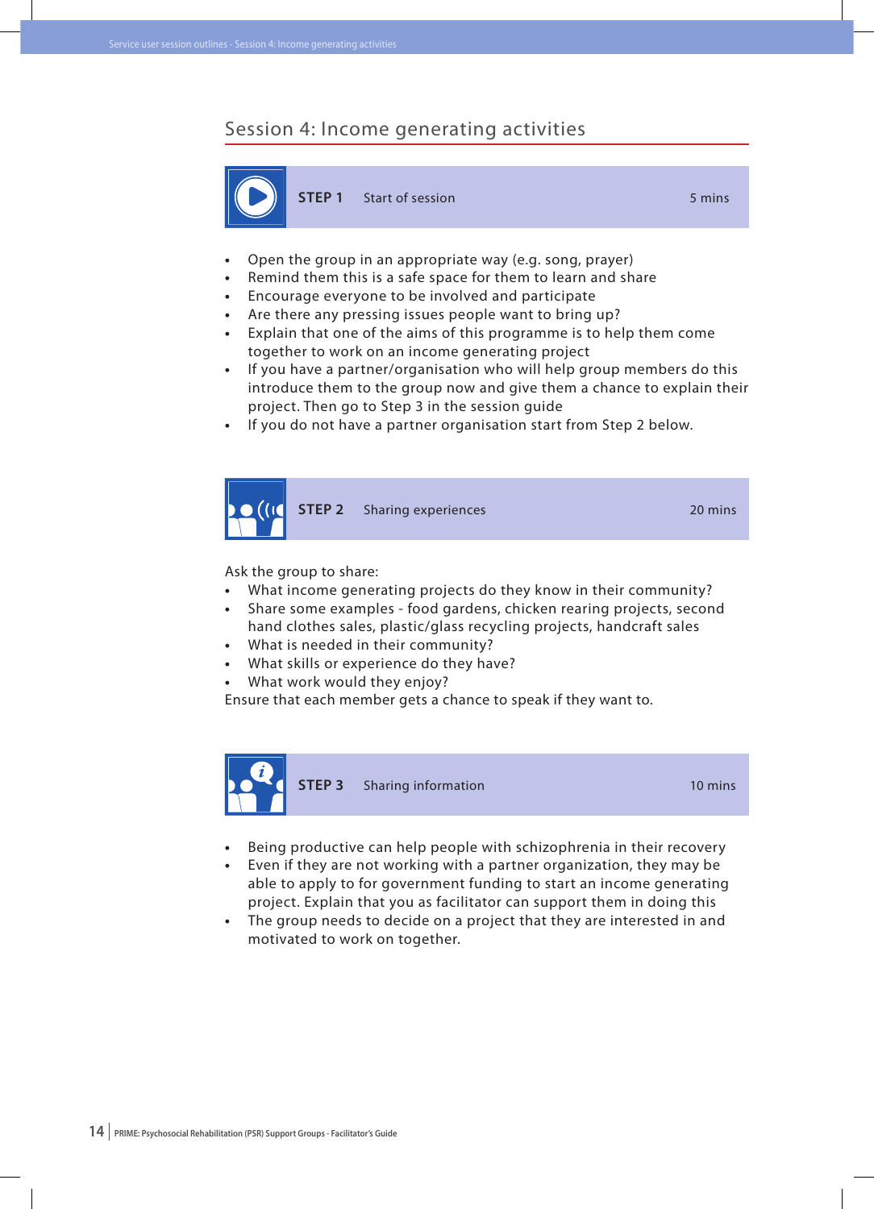## Session 4: Income generating activities

**STEP 1** Start of session 5 mins

- Open the group in an appropriate way (e.g. song, prayer)
- Remind them this is a safe space for them to learn and share
- Encourage everyone to be involved and participate
- Are there any pressing issues people want to bring up?
- Explain that one of the aims of this programme is to help them come together to work on an income generating project
- If you have a partner/organisation who will help group members do this introduce them to the group now and give them a chance to explain their project. Then go to Step 3 in the session guide
- If you do not have a partner organisation start from Step 2 below.

**STEP 2** Sharing experiences 20 mins

Ask the group to share:

- What income generating projects do they know in their community?
- Share some examples - food gardens, chicken rearing projects, second hand clothes sales, plastic/glass recycling projects, handcraft sales
- What is needed in their community?
- What skills or experience do they have?
- What work would they enjoy?

Ensure that each member gets a chance to speak if they want to.

**STEP 3** Sharing information 10 mins

- Being productive can help people with schizophrenia in their recovery
- Even if they are not working with a partner organization, they may be able to apply to for government funding to start an income generating project. Explain that you as facilitator can support them in doing this
- The group needs to decide on a project that they are interested in and motivated to work on together.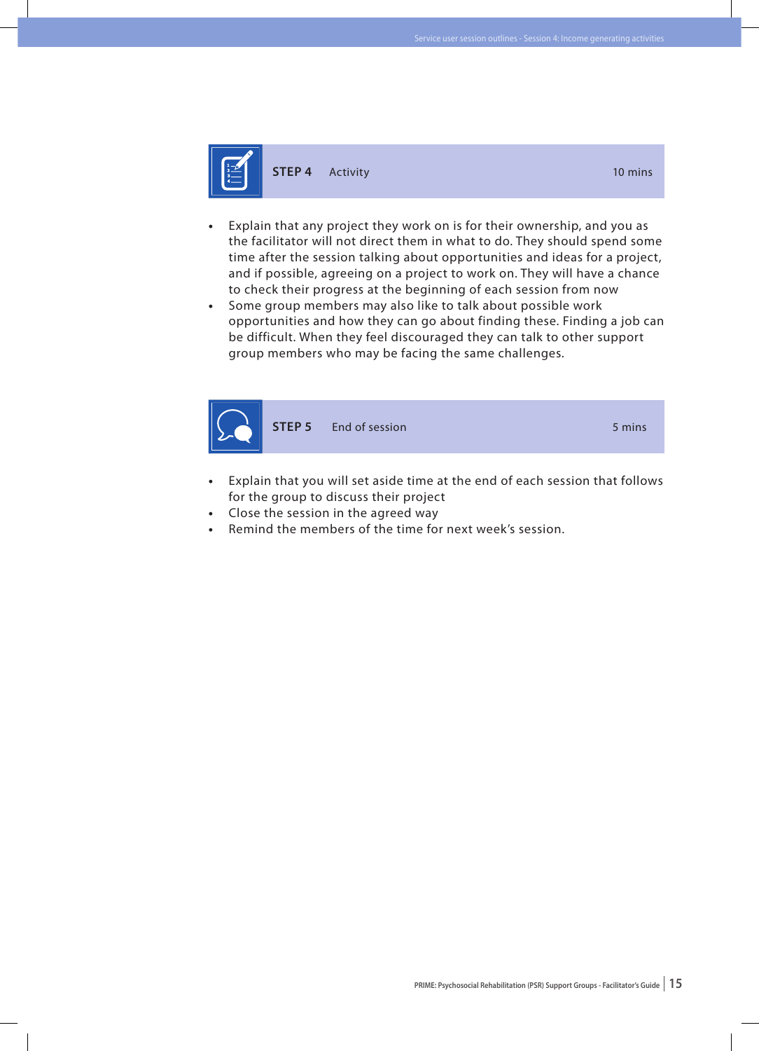## STEP 4 Activity 10 mins

- Explain that any project they work on is for their ownership, and you as the facilitator will not direct them in what to do. They should spend some time after the session talking about opportunities and ideas for a project, and if possible, agreeing on a project to work on. They will have a chance to check their progress at the beginning of each session from now
- Some group members may also like to talk about possible work opportunities and how they can go about finding these. Finding a job can be difficult. When they feel discouraged they can talk to other support group members who may be facing the same challenges.

## STEP 5 End of session 5 mins

- Explain that you will set aside time at the end of each session that follows for the group to discuss their project
- Close the session in the agreed way
- Remind the members of the time for next week's session.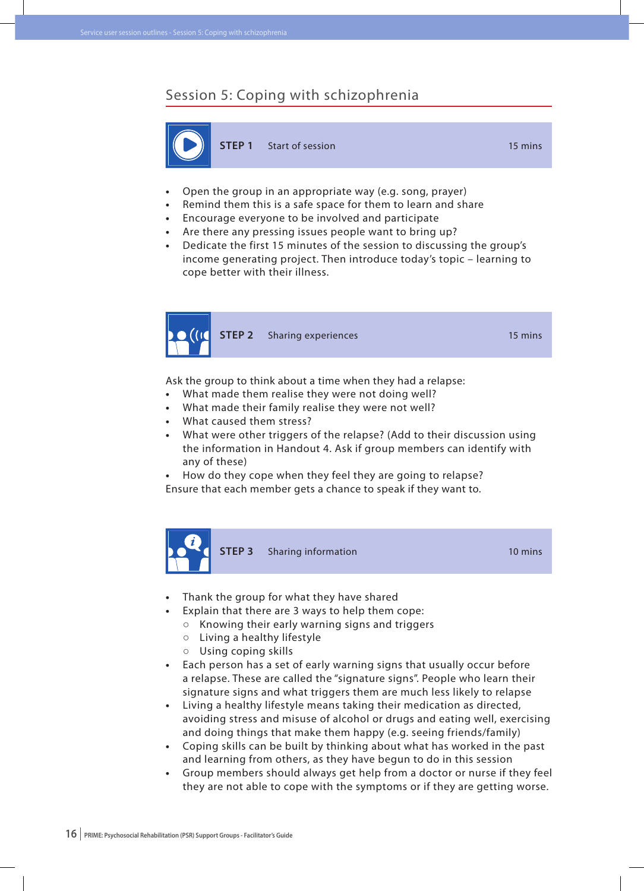## Session 5: Coping with schizophrenia

| STEP 1 | Start of session | 15 mins |
|---|---|---|

- Open the group in an appropriate way (e.g. song, prayer)
- Remind them this is a safe space for them to learn and share
- Encourage everyone to be involved and participate
- Are there any pressing issues people want to bring up?
- Dedicate the first 15 minutes of the session to discussing the group's income generating project. Then introduce today's topic – learning to cope better with their illness.

| STEP 2 | Sharing experiences | 15 mins |
|---|---|---|

Ask the group to think about a time when they had a relapse:

- What made them realise they were not doing well?
- What made their family realise they were not well?
- What caused them stress?
- What were other triggers of the relapse? (Add to their discussion using the information in Handout 4. Ask if group members can identify with any of these)
- How do they cope when they feel they are going to relapse?

Ensure that each member gets a chance to speak if they want to.

| STEP 3 | Sharing information | 10 mins |
|---|---|---|

- Thank the group for what they have shared
- Explain that there are 3 ways to help them cope:
  - Knowing their early warning signs and triggers
  - Living a healthy lifestyle
  - Using coping skills
- Each person has a set of early warning signs that usually occur before a relapse. These are called the "signature signs". People who learn their signature signs and what triggers them are much less likely to relapse
- Living a healthy lifestyle means taking their medication as directed, avoiding stress and misuse of alcohol or drugs and eating well, exercising and doing things that make them happy (e.g. seeing friends/family)
- Coping skills can be built by thinking about what has worked in the past and learning from others, as they have begun to do in this session
- Group members should always get help from a doctor or nurse if they feel they are not able to cope with the symptoms or if they are getting worse.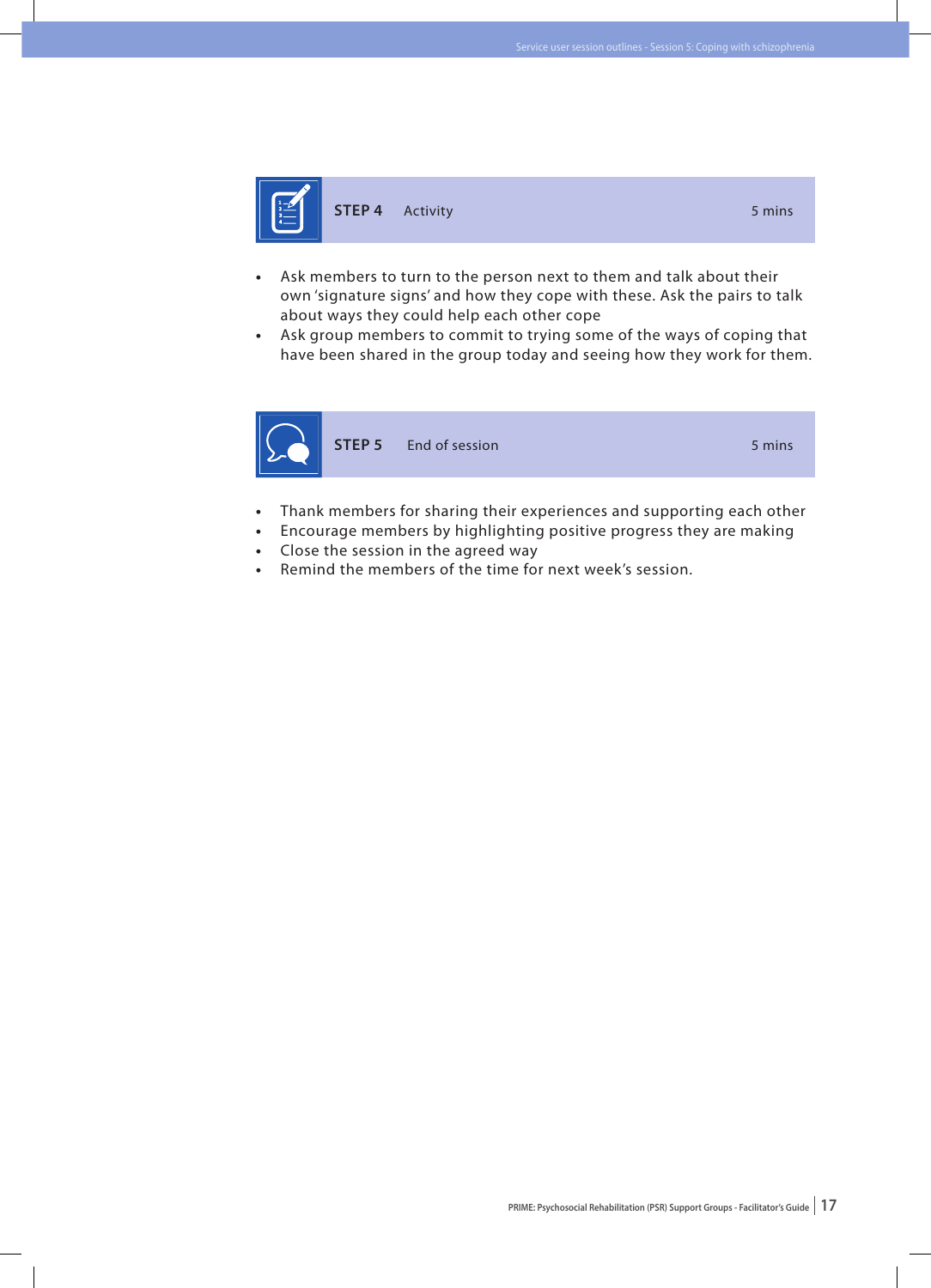## STEP 4 Activity 5 mins

- Ask members to turn to the person next to them and talk about their own 'signature signs' and how they cope with these. Ask the pairs to talk about ways they could help each other cope
- Ask group members to commit to trying some of the ways of coping that have been shared in the group today and seeing how they work for them.

## STEP 5 End of session 5 mins

- Thank members for sharing their experiences and supporting each other
- Encourage members by highlighting positive progress they are making
- Close the session in the agreed way
- Remind the members of the time for next week's session.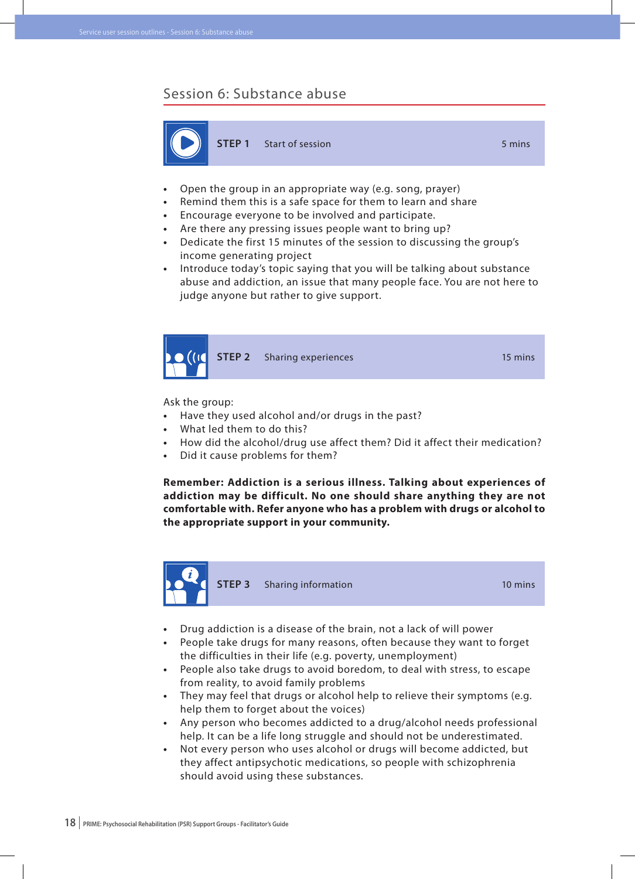## Session 6: Substance abuse

**STEP 1** Start of session — 5 mins

- Open the group in an appropriate way (e.g. song, prayer)
- Remind them this is a safe space for them to learn and share
- Encourage everyone to be involved and participate.
- Are there any pressing issues people want to bring up?
- Dedicate the first 15 minutes of the session to discussing the group's income generating project
- Introduce today's topic saying that you will be talking about substance abuse and addiction, an issue that many people face. You are not here to judge anyone but rather to give support.

**STEP 2** Sharing experiences — 15 mins

Ask the group:
- Have they used alcohol and/or drugs in the past?
- What led them to do this?
- How did the alcohol/drug use affect them? Did it affect their medication?
- Did it cause problems for them?

**Remember: Addiction is a serious illness. Talking about experiences of addiction may be difficult. No one should share anything they are not comfortable with. Refer anyone who has a problem with drugs or alcohol to the appropriate support in your community.**

**STEP 3** Sharing information — 10 mins

- Drug addiction is a disease of the brain, not a lack of will power
- People take drugs for many reasons, often because they want to forget the difficulties in their life (e.g. poverty, unemployment)
- People also take drugs to avoid boredom, to deal with stress, to escape from reality, to avoid family problems
- They may feel that drugs or alcohol help to relieve their symptoms (e.g. help them to forget about the voices)
- Any person who becomes addicted to a drug/alcohol needs professional help. It can be a life long struggle and should not be underestimated.
- Not every person who uses alcohol or drugs will become addicted, but they affect antipsychotic medications, so people with schizophrenia should avoid using these substances.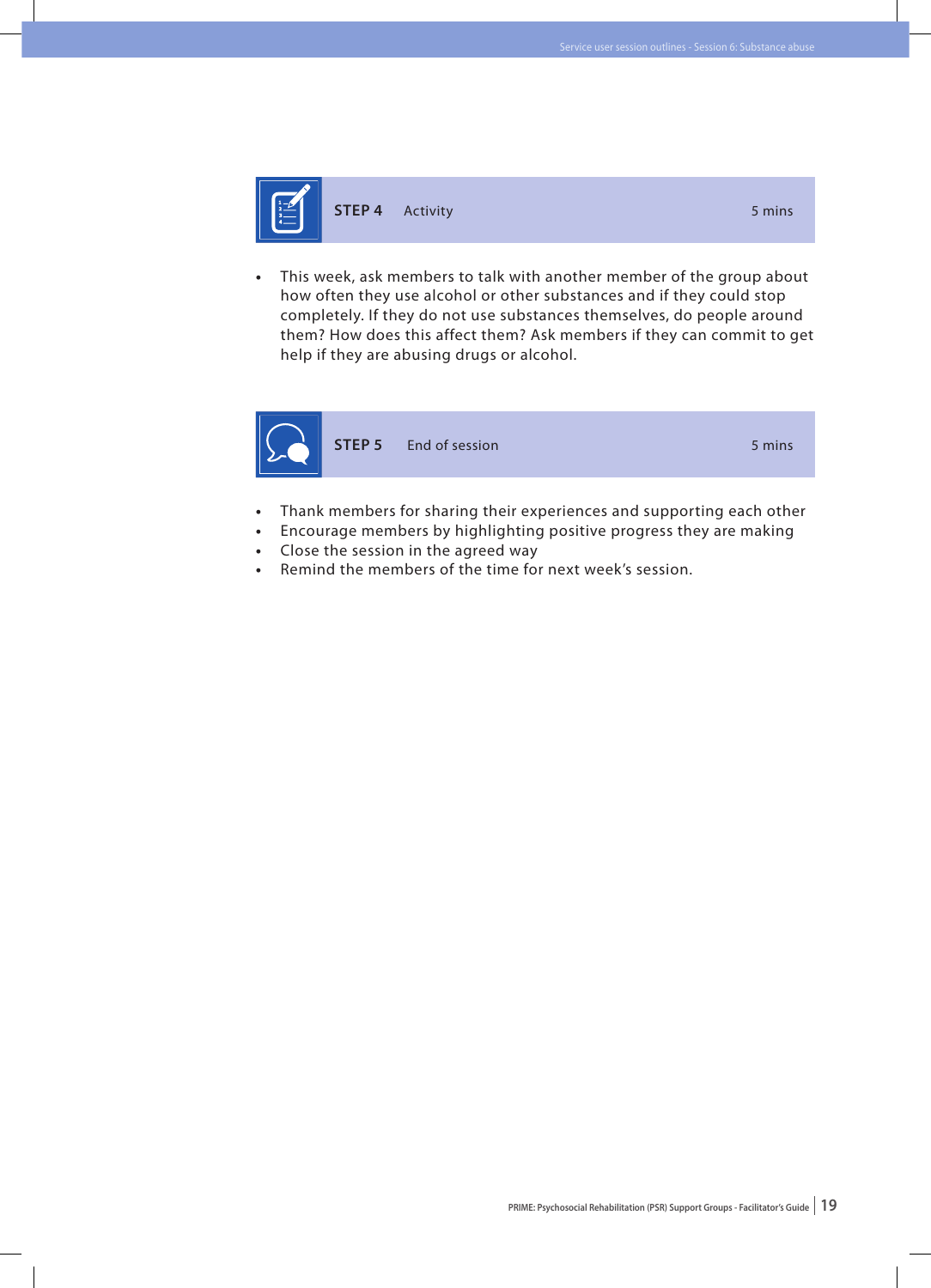### STEP 4 Activity 5 mins

- This week, ask members to talk with another member of the group about how often they use alcohol or other substances and if they could stop completely. If they do not use substances themselves, do people around them? How does this affect them? Ask members if they can commit to get help if they are abusing drugs or alcohol.

### STEP 5 End of session 5 mins

- Thank members for sharing their experiences and supporting each other
- Encourage members by highlighting positive progress they are making
- Close the session in the agreed way
- Remind the members of the time for next week's session.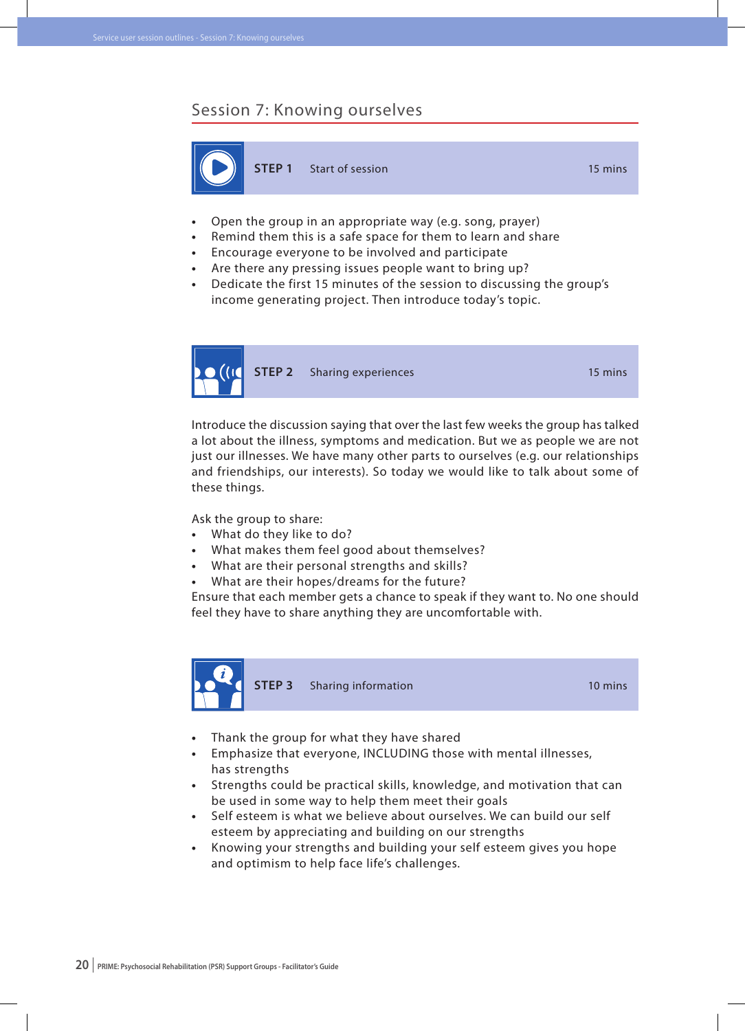## Session 7: Knowing ourselves

| STEP 1 | Start of session | 15 mins |
| --- | --- | --- |

- Open the group in an appropriate way (e.g. song, prayer)
- Remind them this is a safe space for them to learn and share
- Encourage everyone to be involved and participate
- Are there any pressing issues people want to bring up?
- Dedicate the first 15 minutes of the session to discussing the group's income generating project. Then introduce today's topic.

| STEP 2 | Sharing experiences | 15 mins |
| --- | --- | --- |

Introduce the discussion saying that over the last few weeks the group has talked a lot about the illness, symptoms and medication. But we as people we are not just our illnesses. We have many other parts to ourselves (e.g. our relationships and friendships, our interests). So today we would like to talk about some of these things.

Ask the group to share:

- What do they like to do?
- What makes them feel good about themselves?
- What are their personal strengths and skills?
- What are their hopes/dreams for the future?

Ensure that each member gets a chance to speak if they want to. No one should feel they have to share anything they are uncomfortable with.

| STEP 3 | Sharing information | 10 mins |
| --- | --- | --- |

- Thank the group for what they have shared
- Emphasize that everyone, INCLUDING those with mental illnesses, has strengths
- Strengths could be practical skills, knowledge, and motivation that can be used in some way to help them meet their goals
- Self esteem is what we believe about ourselves. We can build our self esteem by appreciating and building on our strengths
- Knowing your strengths and building your self esteem gives you hope and optimism to help face life's challenges.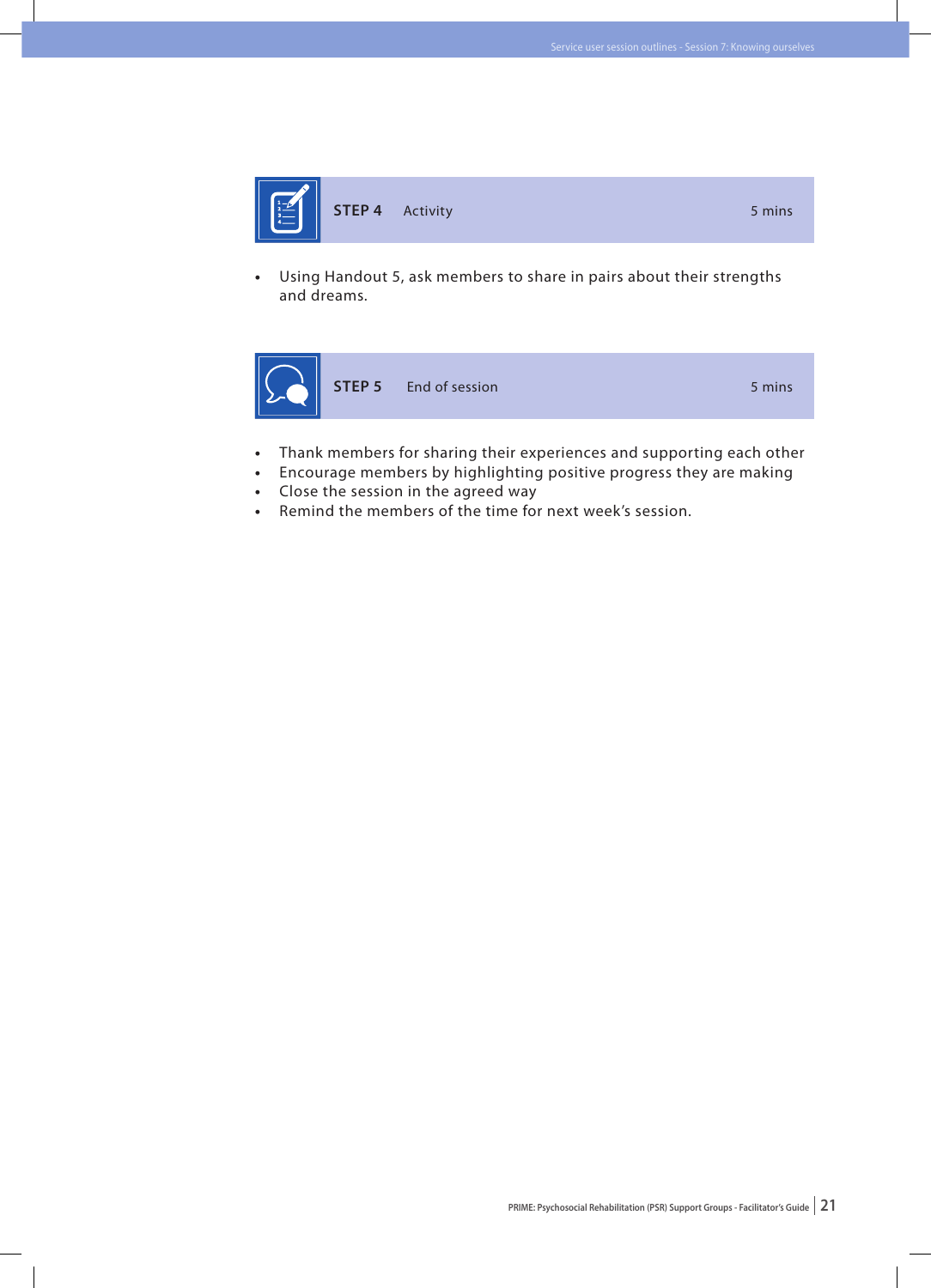### STEP 4 Activity 5 mins

- Using Handout 5, ask members to share in pairs about their strengths and dreams.

### STEP 5 End of session 5 mins

- Thank members for sharing their experiences and supporting each other
- Encourage members by highlighting positive progress they are making
- Close the session in the agreed way
- Remind the members of the time for next week's session.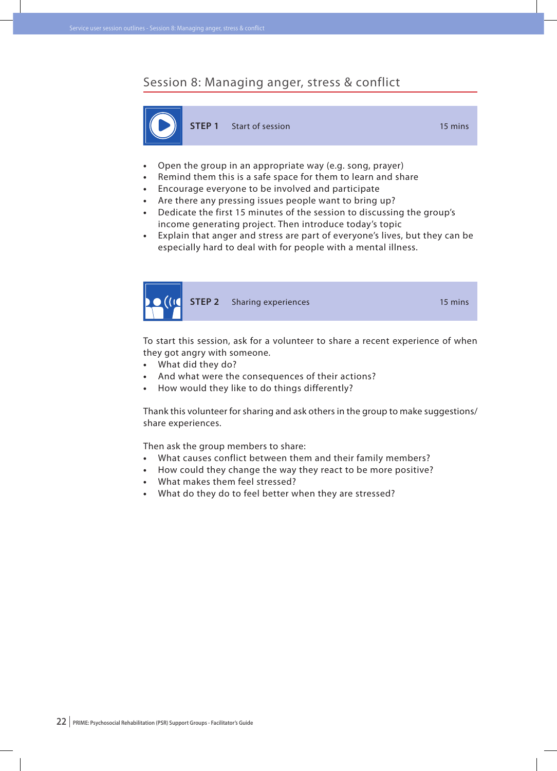## Session 8: Managing anger, stress & conflict

**STEP 1** Start of session 15 mins

- Open the group in an appropriate way (e.g. song, prayer)
- Remind them this is a safe space for them to learn and share
- Encourage everyone to be involved and participate
- Are there any pressing issues people want to bring up?
- Dedicate the first 15 minutes of the session to discussing the group's income generating project. Then introduce today's topic
- Explain that anger and stress are part of everyone's lives, but they can be especially hard to deal with for people with a mental illness.

**STEP 2** Sharing experiences 15 mins

To start this session, ask for a volunteer to share a recent experience of when they got angry with someone.

- What did they do?
- And what were the consequences of their actions?
- How would they like to do things differently?

Thank this volunteer for sharing and ask others in the group to make suggestions/share experiences.

Then ask the group members to share:

- What causes conflict between them and their family members?
- How could they change the way they react to be more positive?
- What makes them feel stressed?
- What do they do to feel better when they are stressed?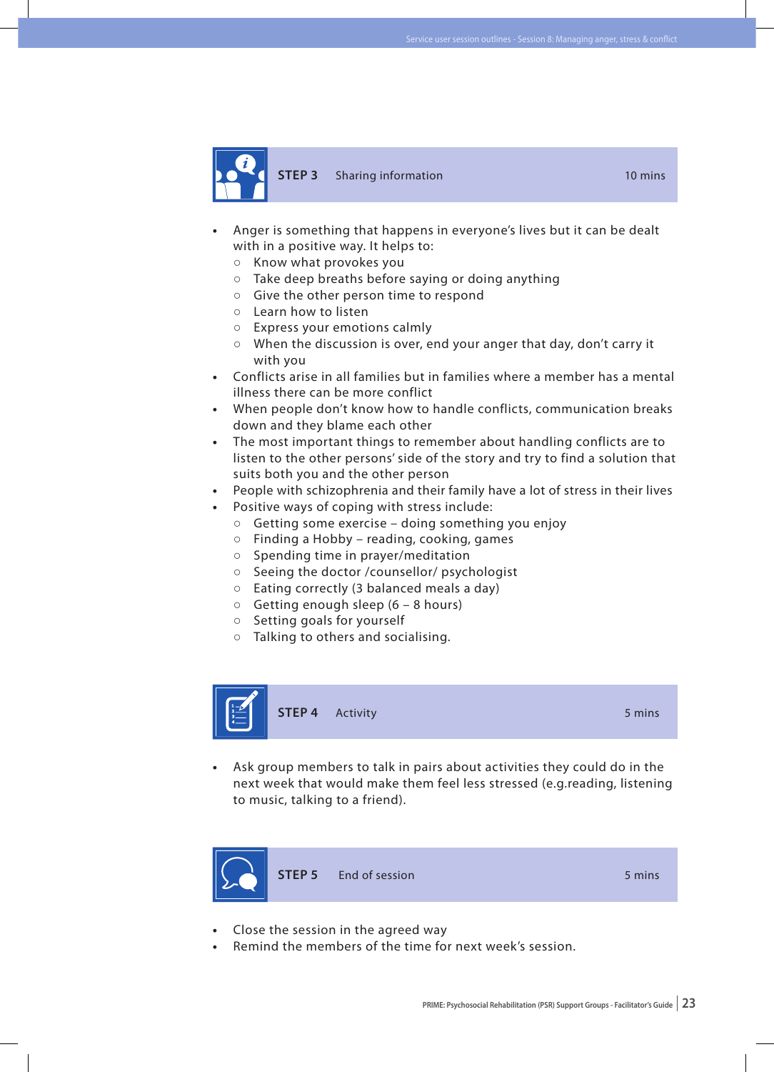## STEP 3 Sharing information 10 mins

- Anger is something that happens in everyone's lives but it can be dealt with in a positive way. It helps to:
  - Know what provokes you
  - Take deep breaths before saying or doing anything
  - Give the other person time to respond
  - Learn how to listen
  - Express your emotions calmly
  - When the discussion is over, end your anger that day, don't carry it with you
- Conflicts arise in all families but in families where a member has a mental illness there can be more conflict
- When people don't know how to handle conflicts, communication breaks down and they blame each other
- The most important things to remember about handling conflicts are to listen to the other persons' side of the story and try to find a solution that suits both you and the other person
- People with schizophrenia and their family have a lot of stress in their lives
- Positive ways of coping with stress include:
  - Getting some exercise – doing something you enjoy
  - Finding a Hobby – reading, cooking, games
  - Spending time in prayer/meditation
  - Seeing the doctor /counsellor/ psychologist
  - Eating correctly (3 balanced meals a day)
  - Getting enough sleep (6 – 8 hours)
  - Setting goals for yourself
  - Talking to others and socialising.

## STEP 4 Activity 5 mins

- Ask group members to talk in pairs about activities they could do in the next week that would make them feel less stressed (e.g.reading, listening to music, talking to a friend).

## STEP 5 End of session 5 mins

- Close the session in the agreed way
- Remind the members of the time for next week's session.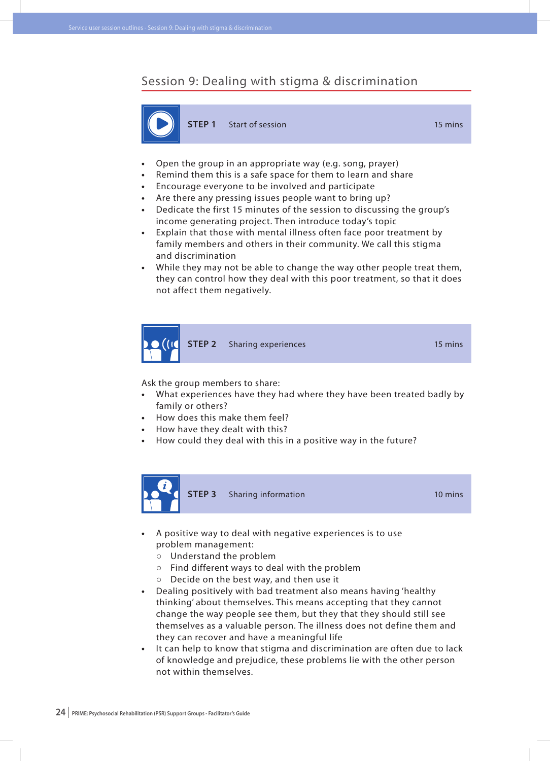## Session 9: Dealing with stigma & discrimination

### STEP 1 — Start of session — 15 mins

- Open the group in an appropriate way (e.g. song, prayer)
- Remind them this is a safe space for them to learn and share
- Encourage everyone to be involved and participate
- Are there any pressing issues people want to bring up?
- Dedicate the first 15 minutes of the session to discussing the group's income generating project. Then introduce today's topic
- Explain that those with mental illness often face poor treatment by family members and others in their community. We call this stigma and discrimination
- While they may not be able to change the way other people treat them, they can control how they deal with this poor treatment, so that it does not affect them negatively.

### STEP 2 — Sharing experiences — 15 mins

Ask the group members to share:

- What experiences have they had where they have been treated badly by family or others?
- How does this make them feel?
- How have they dealt with this?
- How could they deal with this in a positive way in the future?

### STEP 3 — Sharing information — 10 mins

- A positive way to deal with negative experiences is to use problem management:
  - Understand the problem
  - Find different ways to deal with the problem
  - Decide on the best way, and then use it
- Dealing positively with bad treatment also means having 'healthy thinking' about themselves. This means accepting that they cannot change the way people see them, but they that they should still see themselves as a valuable person. The illness does not define them and they can recover and have a meaningful life
- It can help to know that stigma and discrimination are often due to lack of knowledge and prejudice, these problems lie with the other person not within themselves.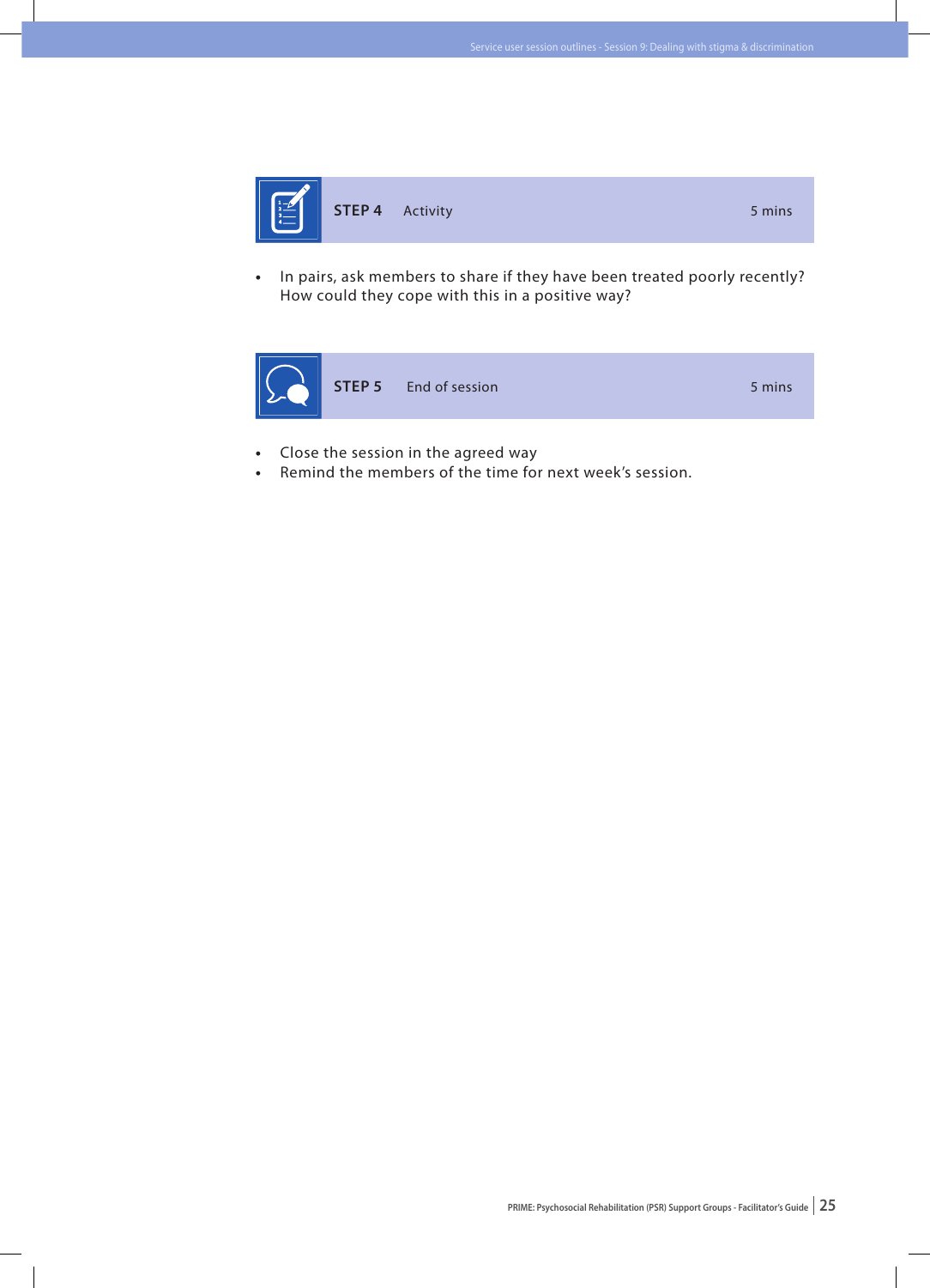### STEP 4 Activity 5 mins

- In pairs, ask members to share if they have been treated poorly recently? How could they cope with this in a positive way?

### STEP 5 End of session 5 mins

- Close the session in the agreed way
- Remind the members of the time for next week's session.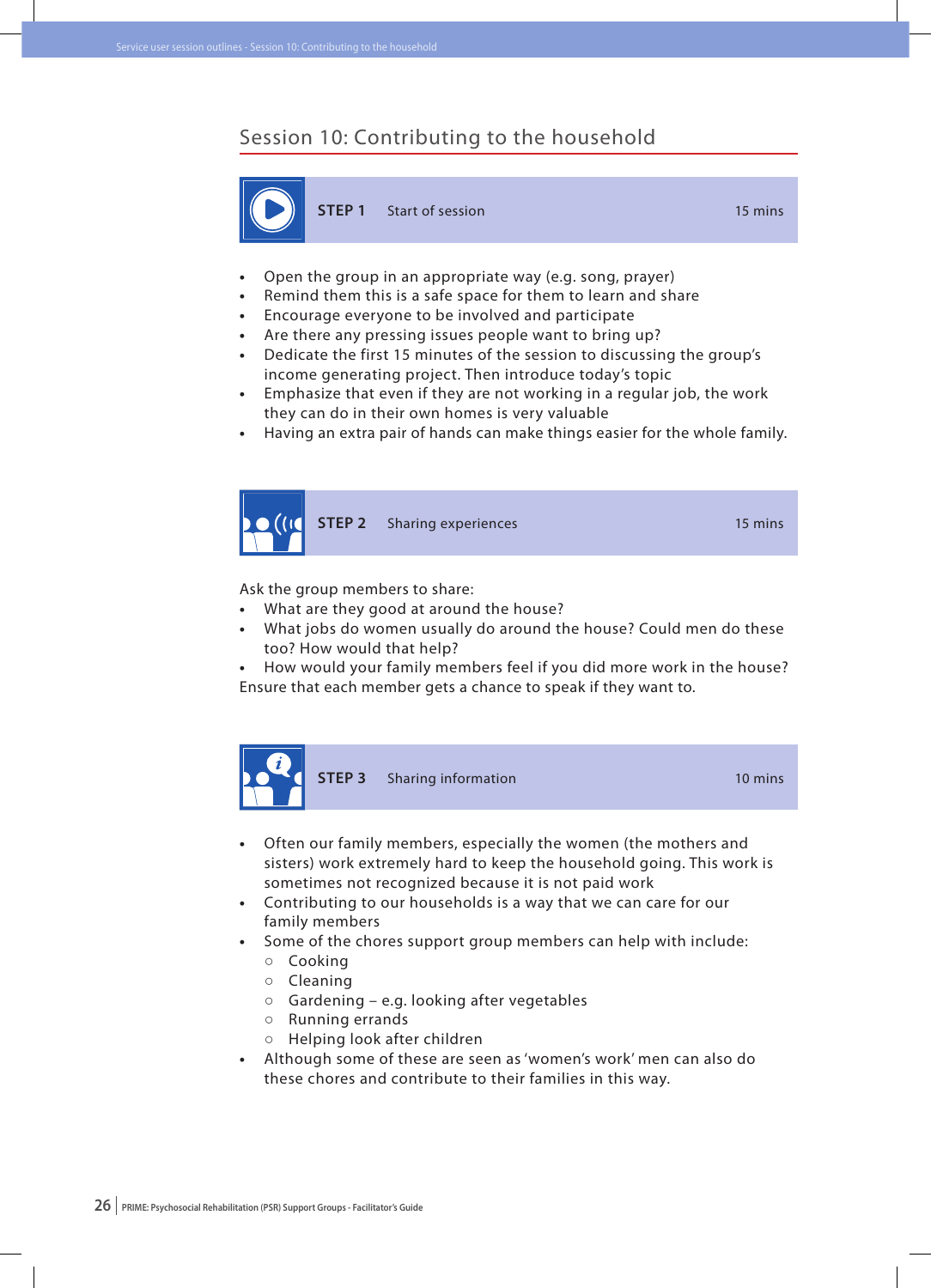## Session 10: Contributing to the household

### STEP 1 Start of session 15 mins

- Open the group in an appropriate way (e.g. song, prayer)
- Remind them this is a safe space for them to learn and share
- Encourage everyone to be involved and participate
- Are there any pressing issues people want to bring up?
- Dedicate the first 15 minutes of the session to discussing the group's income generating project. Then introduce today's topic
- Emphasize that even if they are not working in a regular job, the work they can do in their own homes is very valuable
- Having an extra pair of hands can make things easier for the whole family.

### STEP 2 Sharing experiences 15 mins

Ask the group members to share:

- What are they good at around the house?
- What jobs do women usually do around the house? Could men do these too? How would that help?
- How would your family members feel if you did more work in the house?

Ensure that each member gets a chance to speak if they want to.

### STEP 3 Sharing information 10 mins

- Often our family members, especially the women (the mothers and sisters) work extremely hard to keep the household going. This work is sometimes not recognized because it is not paid work
- Contributing to our households is a way that we can care for our family members
- Some of the chores support group members can help with include:
  - Cooking
  - Cleaning
  - Gardening – e.g. looking after vegetables
  - Running errands
  - Helping look after children
- Although some of these are seen as 'women's work' men can also do these chores and contribute to their families in this way.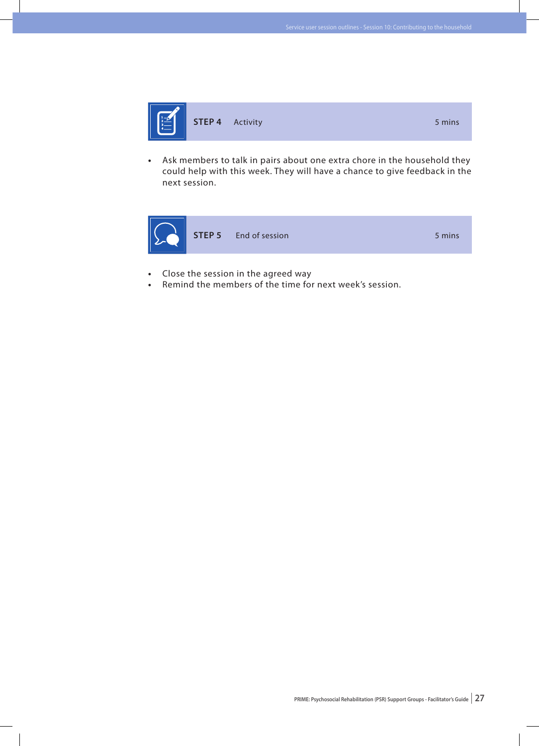## STEP 4 Activity 5 mins

- Ask members to talk in pairs about one extra chore in the household they could help with this week. They will have a chance to give feedback in the next session.

## STEP 5 End of session 5 mins

- Close the session in the agreed way
- Remind the members of the time for next week's session.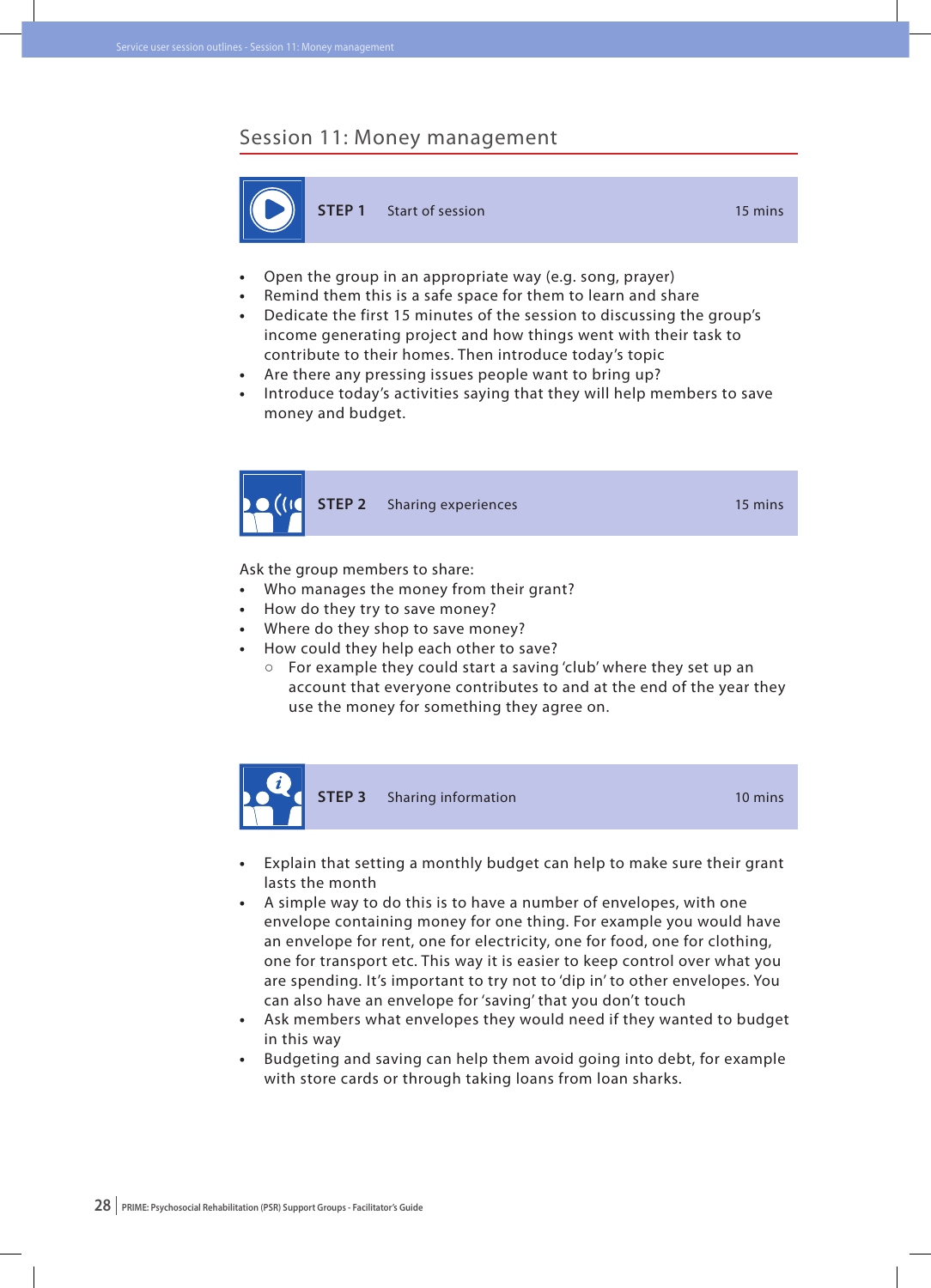## Session 11: Money management

### STEP 1 Start of session — 15 mins

- Open the group in an appropriate way (e.g. song, prayer)
- Remind them this is a safe space for them to learn and share
- Dedicate the first 15 minutes of the session to discussing the group's income generating project and how things went with their task to contribute to their homes. Then introduce today's topic
- Are there any pressing issues people want to bring up?
- Introduce today's activities saying that they will help members to save money and budget.

### STEP 2 Sharing experiences — 15 mins

Ask the group members to share:

- Who manages the money from their grant?
- How do they try to save money?
- Where do they shop to save money?
- How could they help each other to save?
  - For example they could start a saving 'club' where they set up an account that everyone contributes to and at the end of the year they use the money for something they agree on.

### STEP 3 Sharing information — 10 mins

- Explain that setting a monthly budget can help to make sure their grant lasts the month
- A simple way to do this is to have a number of envelopes, with one envelope containing money for one thing. For example you would have an envelope for rent, one for electricity, one for food, one for clothing, one for transport etc. This way it is easier to keep control over what you are spending. It's important to try not to 'dip in' to other envelopes. You can also have an envelope for 'saving' that you don't touch
- Ask members what envelopes they would need if they wanted to budget in this way
- Budgeting and saving can help them avoid going into debt, for example with store cards or through taking loans from loan sharks.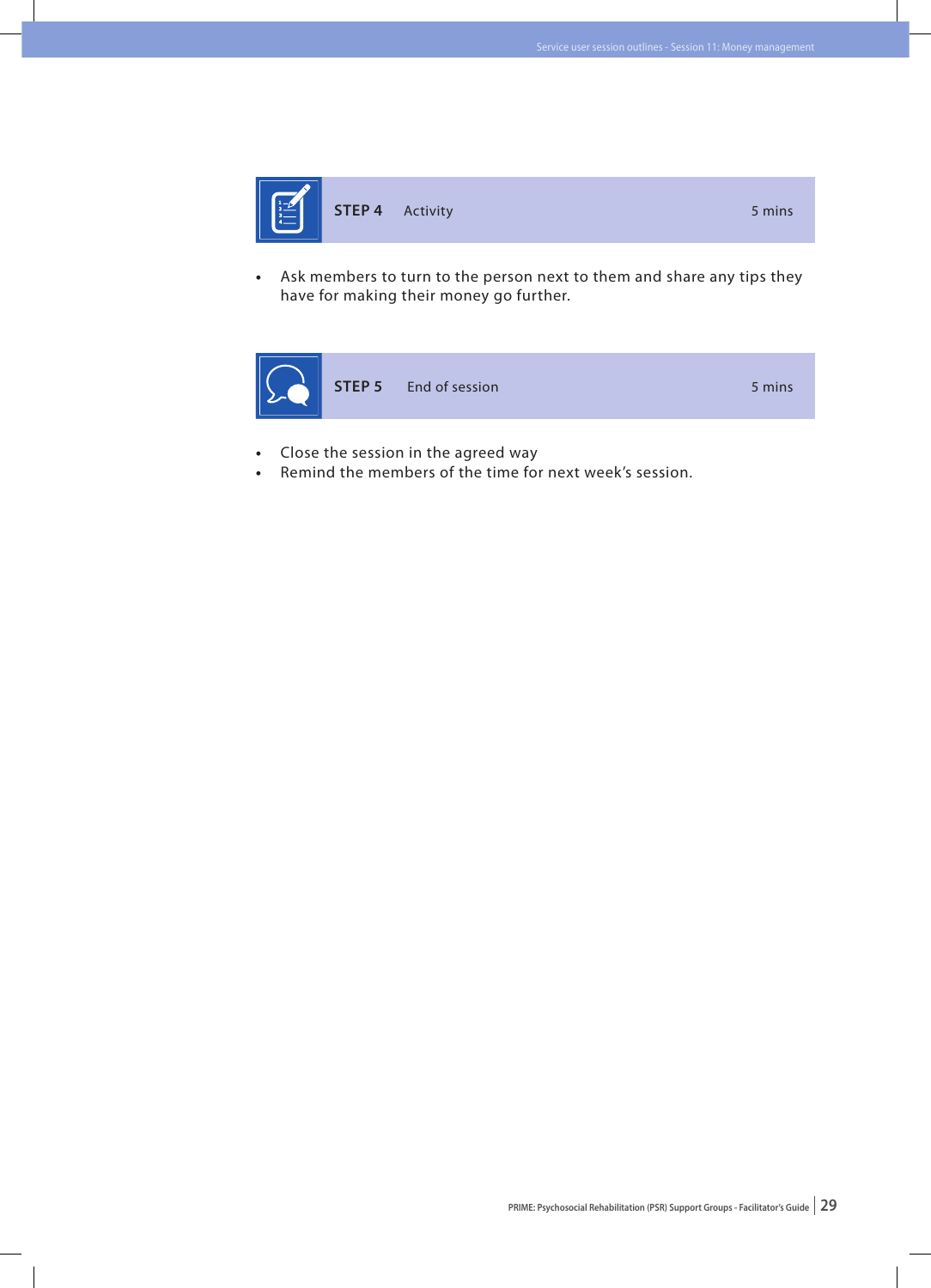## STEP 4 Activity 5 mins

- Ask members to turn to the person next to them and share any tips they have for making their money go further.

## STEP 5 End of session 5 mins

- Close the session in the agreed way
- Remind the members of the time for next week's session.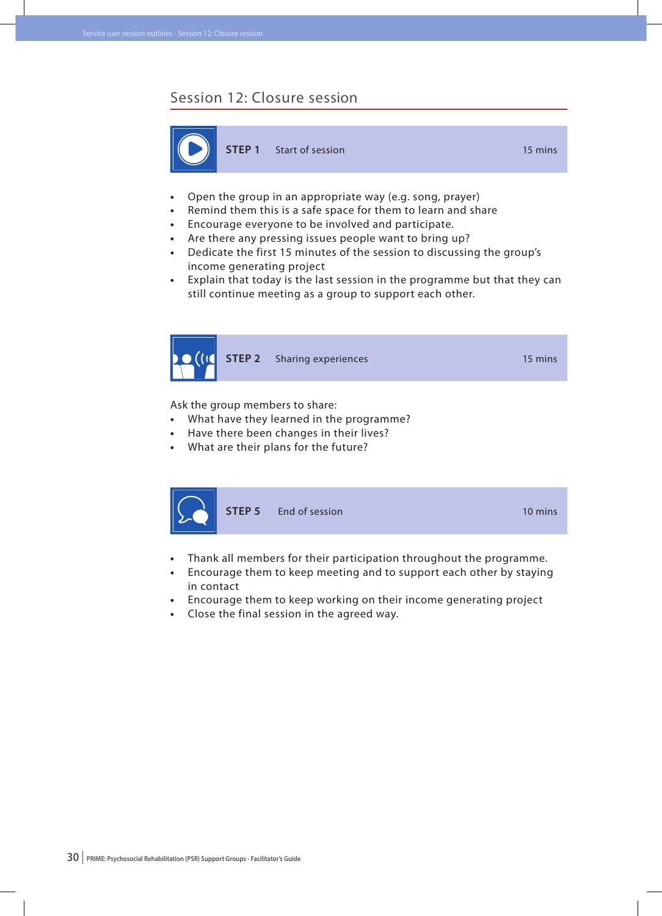## Session 12: Closure session

| STEP 1 | Start of session | 15 mins |
|---|---|---|

- Open the group in an appropriate way (e.g. song, prayer)
- Remind them this is a safe space for them to learn and share
- Encourage everyone to be involved and participate.
- Are there any pressing issues people want to bring up?
- Dedicate the first 15 minutes of the session to discussing the group's income generating project
- Explain that today is the last session in the programme but that they can still continue meeting as a group to support each other.

| STEP 2 | Sharing experiences | 15 mins |
|---|---|---|

Ask the group members to share:

- What have they learned in the programme?
- Have there been changes in their lives?
- What are their plans for the future?

| STEP 5 | End of session | 10 mins |
|---|---|---|

- Thank all members for their participation throughout the programme.
- Encourage them to keep meeting and to support each other by staying in contact
- Encourage them to keep working on their income generating project
- Close the final session in the agreed way.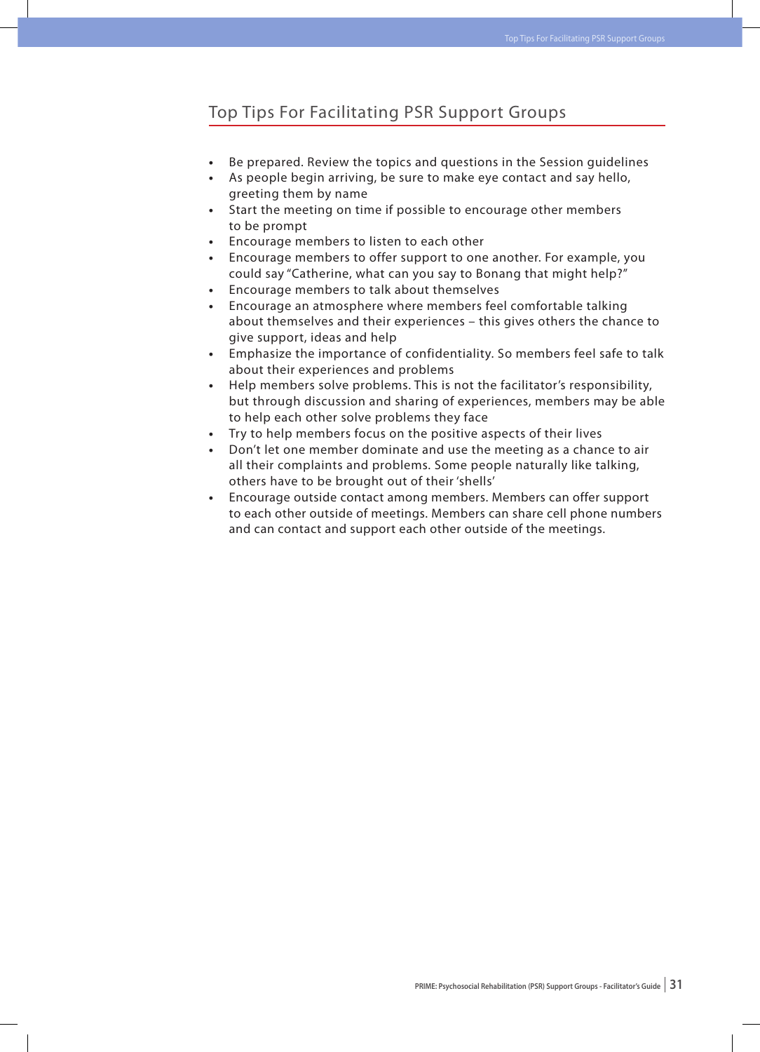## Top Tips For Facilitating PSR Support Groups

- Be prepared. Review the topics and questions in the Session guidelines
- As people begin arriving, be sure to make eye contact and say hello, greeting them by name
- Start the meeting on time if possible to encourage other members to be prompt
- Encourage members to listen to each other
- Encourage members to offer support to one another. For example, you could say "Catherine, what can you say to Bonang that might help?"
- Encourage members to talk about themselves
- Encourage an atmosphere where members feel comfortable talking about themselves and their experiences – this gives others the chance to give support, ideas and help
- Emphasize the importance of confidentiality. So members feel safe to talk about their experiences and problems
- Help members solve problems. This is not the facilitator's responsibility, but through discussion and sharing of experiences, members may be able to help each other solve problems they face
- Try to help members focus on the positive aspects of their lives
- Don't let one member dominate and use the meeting as a chance to air all their complaints and problems. Some people naturally like talking, others have to be brought out of their 'shells'
- Encourage outside contact among members. Members can offer support to each other outside of meetings. Members can share cell phone numbers and can contact and support each other outside of the meetings.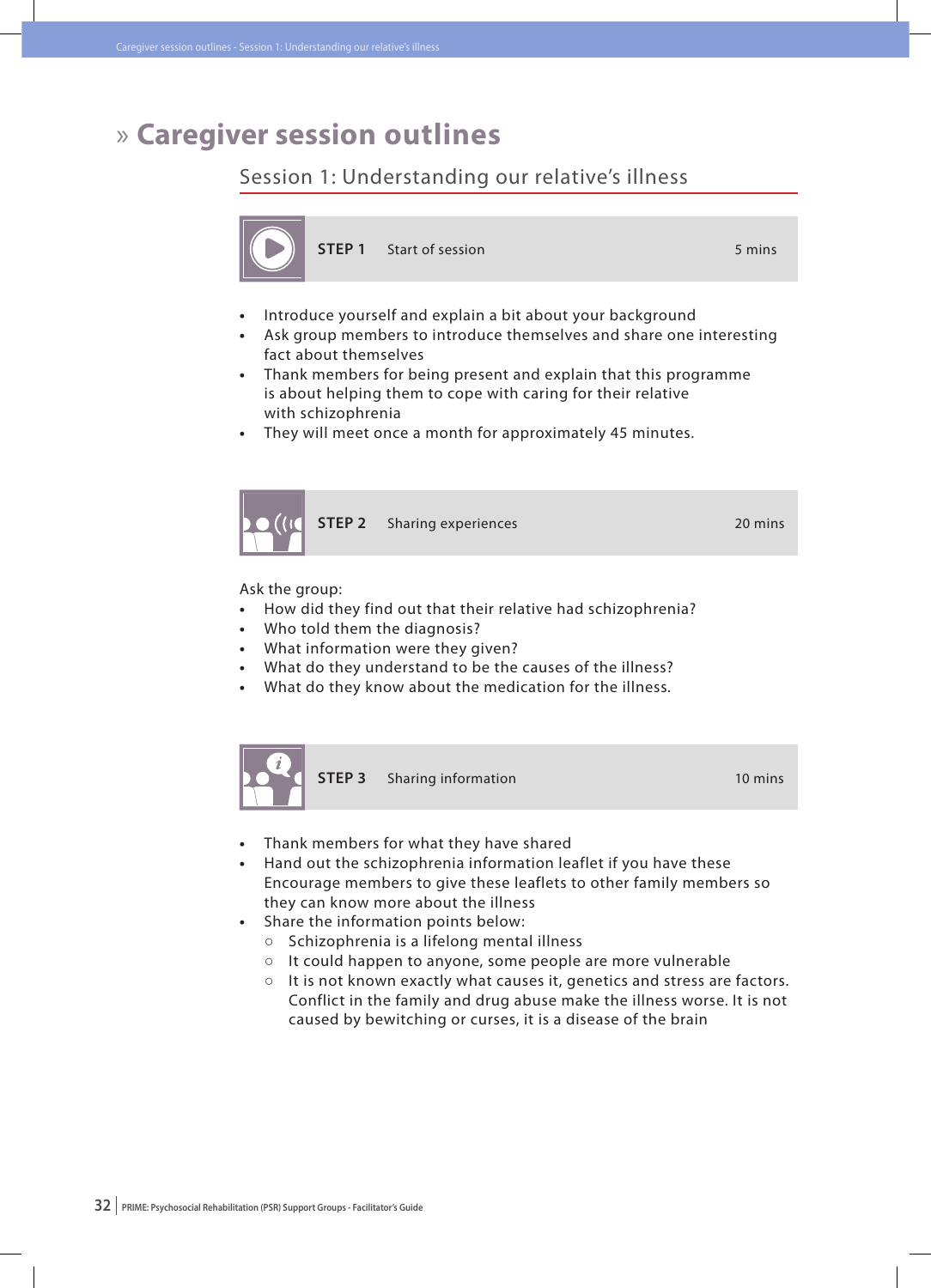# » Caregiver session outlines

## Session 1: Understanding our relative's illness

**STEP 1** Start of session 5 mins

- Introduce yourself and explain a bit about your background
- Ask group members to introduce themselves and share one interesting fact about themselves
- Thank members for being present and explain that this programme is about helping them to cope with caring for their relative with schizophrenia
- They will meet once a month for approximately 45 minutes.

**STEP 2** Sharing experiences 20 mins

Ask the group:

- How did they find out that their relative had schizophrenia?
- Who told them the diagnosis?
- What information were they given?
- What do they understand to be the causes of the illness?
- What do they know about the medication for the illness.

**STEP 3** Sharing information 10 mins

- Thank members for what they have shared
- Hand out the schizophrenia information leaflet if you have these Encourage members to give these leaflets to other family members so they can know more about the illness
- Share the information points below:
  - Schizophrenia is a lifelong mental illness
  - It could happen to anyone, some people are more vulnerable
  - It is not known exactly what causes it, genetics and stress are factors. Conflict in the family and drug abuse make the illness worse. It is not caused by bewitching or curses, it is a disease of the brain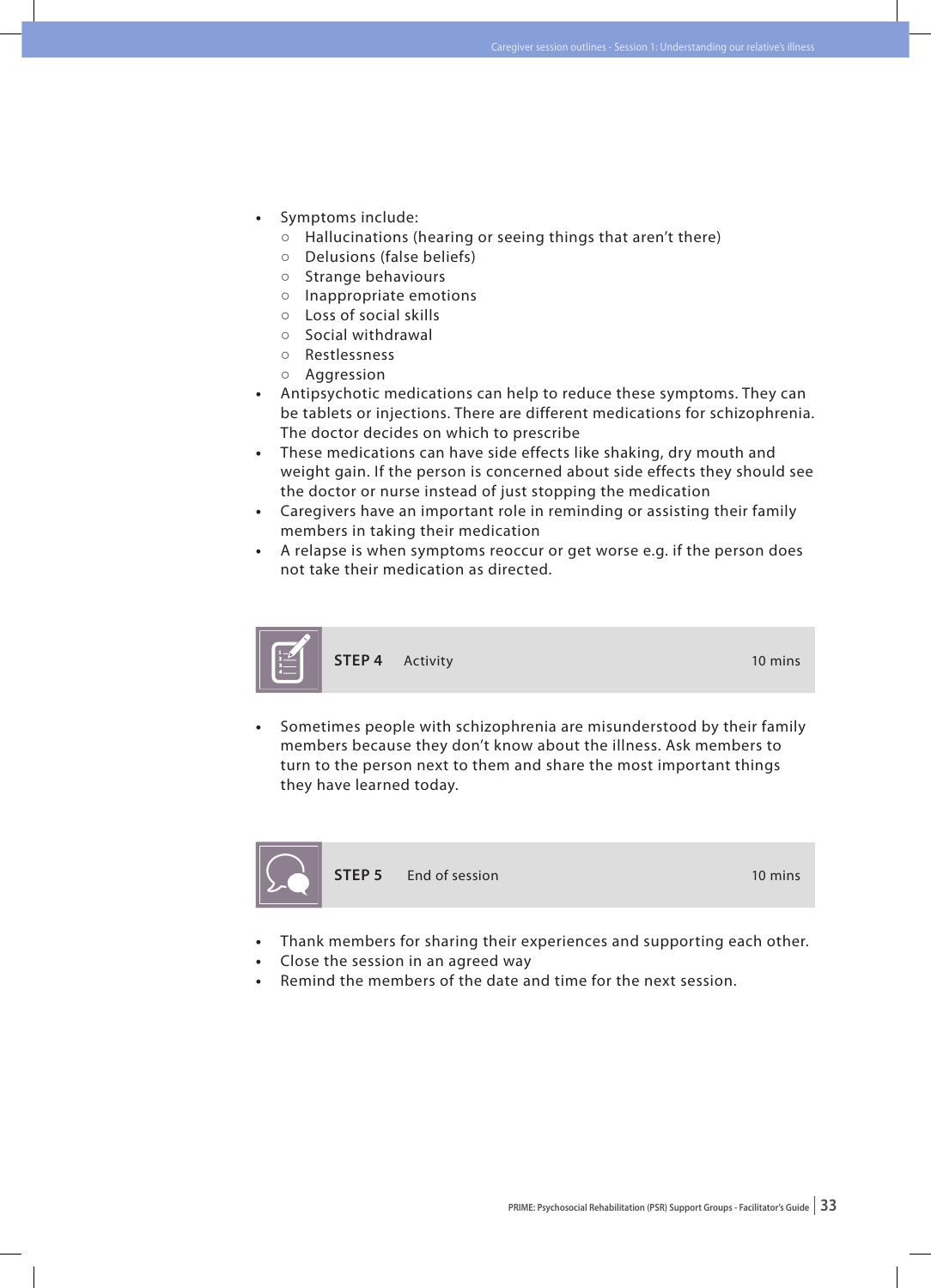- Symptoms include:
  - Hallucinations (hearing or seeing things that aren't there)
  - Delusions (false beliefs)
  - Strange behaviours
  - Inappropriate emotions
  - Loss of social skills
  - Social withdrawal
  - Restlessness
  - Aggression
- Antipsychotic medications can help to reduce these symptoms. They can be tablets or injections. There are different medications for schizophrenia. The doctor decides on which to prescribe
- These medications can have side effects like shaking, dry mouth and weight gain. If the person is concerned about side effects they should see the doctor or nurse instead of just stopping the medication
- Caregivers have an important role in reminding or assisting their family members in taking their medication
- A relapse is when symptoms reoccur or get worse e.g. if the person does not take their medication as directed.

## STEP 4 Activity — 10 mins

- Sometimes people with schizophrenia are misunderstood by their family members because they don't know about the illness. Ask members to turn to the person next to them and share the most important things they have learned today.

## STEP 5 End of session — 10 mins

- Thank members for sharing their experiences and supporting each other.
- Close the session in an agreed way
- Remind the members of the date and time for the next session.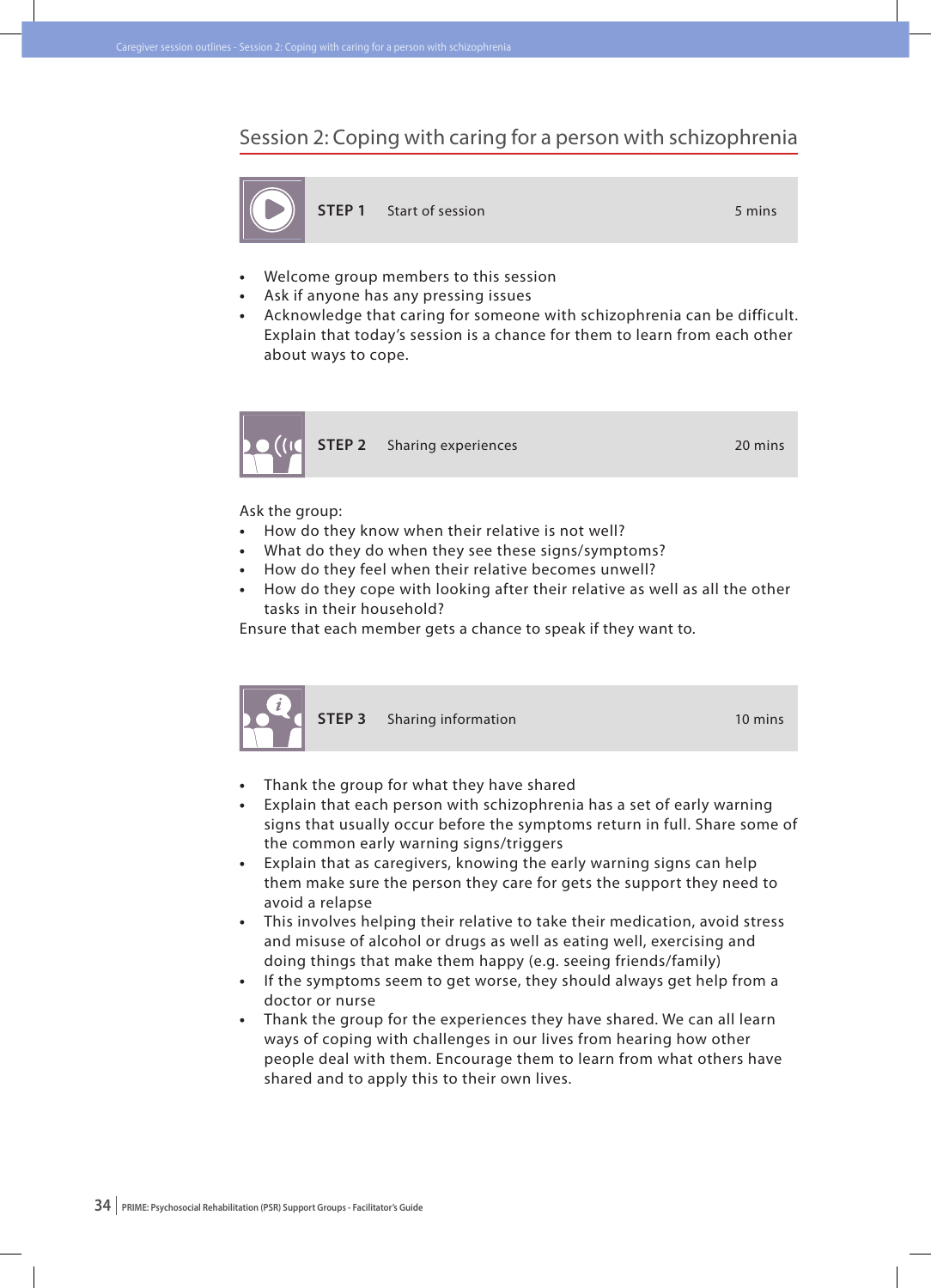## Session 2: Coping with caring for a person with schizophrenia

**STEP 1** Start of session — 5 mins

- Welcome group members to this session
- Ask if anyone has any pressing issues
- Acknowledge that caring for someone with schizophrenia can be difficult. Explain that today's session is a chance for them to learn from each other about ways to cope.

**STEP 2** Sharing experiences — 20 mins

Ask the group:

- How do they know when their relative is not well?
- What do they do when they see these signs/symptoms?
- How do they feel when their relative becomes unwell?
- How do they cope with looking after their relative as well as all the other tasks in their household?

Ensure that each member gets a chance to speak if they want to.

**STEP 3** Sharing information — 10 mins

- Thank the group for what they have shared
- Explain that each person with schizophrenia has a set of early warning signs that usually occur before the symptoms return in full. Share some of the common early warning signs/triggers
- Explain that as caregivers, knowing the early warning signs can help them make sure the person they care for gets the support they need to avoid a relapse
- This involves helping their relative to take their medication, avoid stress and misuse of alcohol or drugs as well as eating well, exercising and doing things that make them happy (e.g. seeing friends/family)
- If the symptoms seem to get worse, they should always get help from a doctor or nurse
- Thank the group for the experiences they have shared. We can all learn ways of coping with challenges in our lives from hearing how other people deal with them. Encourage them to learn from what others have shared and to apply this to their own lives.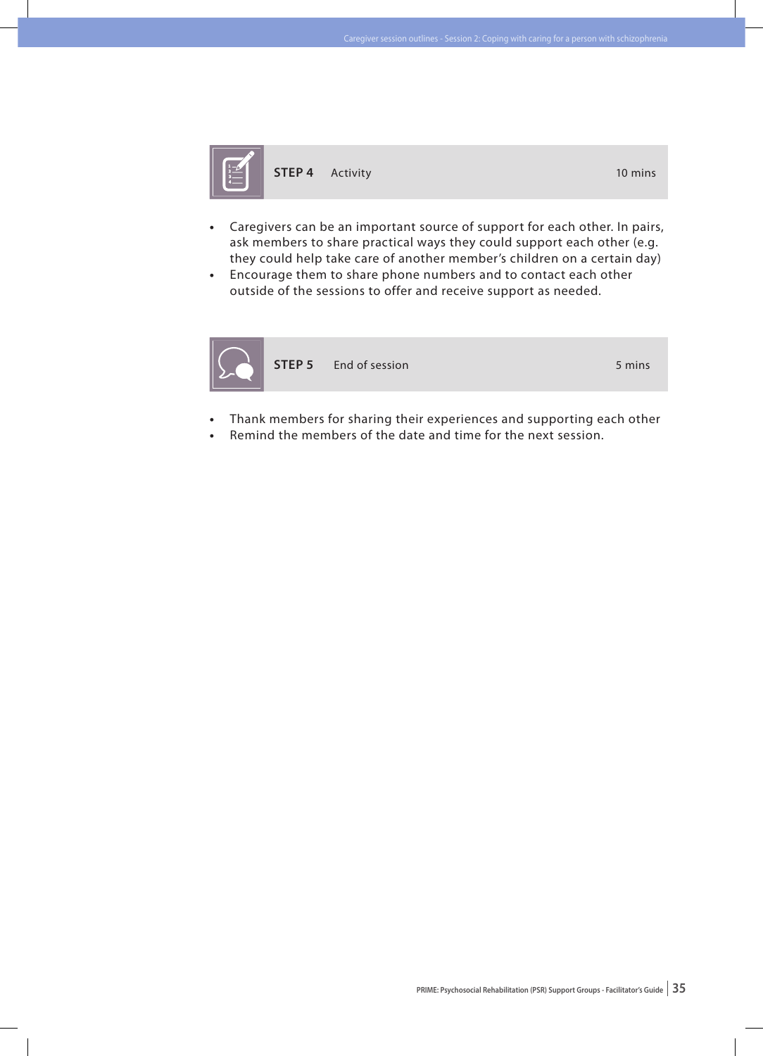### STEP 4 Activity 10 mins

- Caregivers can be an important source of support for each other. In pairs, ask members to share practical ways they could support each other (e.g. they could help take care of another member's children on a certain day)
- Encourage them to share phone numbers and to contact each other outside of the sessions to offer and receive support as needed.

### STEP 5 End of session 5 mins

- Thank members for sharing their experiences and supporting each other
- Remind the members of the date and time for the next session.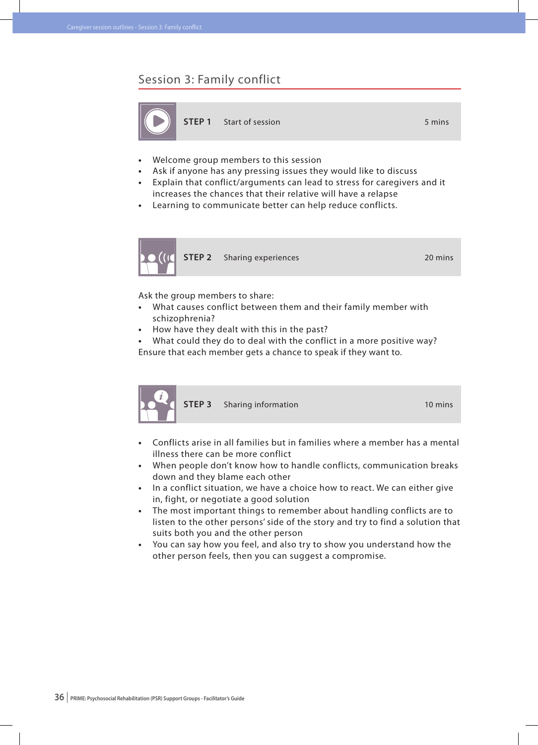## Session 3: Family conflict

**STEP 1** Start of session — 5 mins

- Welcome group members to this session
- Ask if anyone has any pressing issues they would like to discuss
- Explain that conflict/arguments can lead to stress for caregivers and it increases the chances that their relative will have a relapse
- Learning to communicate better can help reduce conflicts.

**STEP 2** Sharing experiences — 20 mins

Ask the group members to share:

- What causes conflict between them and their family member with schizophrenia?
- How have they dealt with this in the past?
- What could they do to deal with the conflict in a more positive way?

Ensure that each member gets a chance to speak if they want to.

**STEP 3** Sharing information — 10 mins

- Conflicts arise in all families but in families where a member has a mental illness there can be more conflict
- When people don't know how to handle conflicts, communication breaks down and they blame each other
- In a conflict situation, we have a choice how to react. We can either give in, fight, or negotiate a good solution
- The most important things to remember about handling conflicts are to listen to the other persons' side of the story and try to find a solution that suits both you and the other person
- You can say how you feel, and also try to show you understand how the other person feels, then you can suggest a compromise.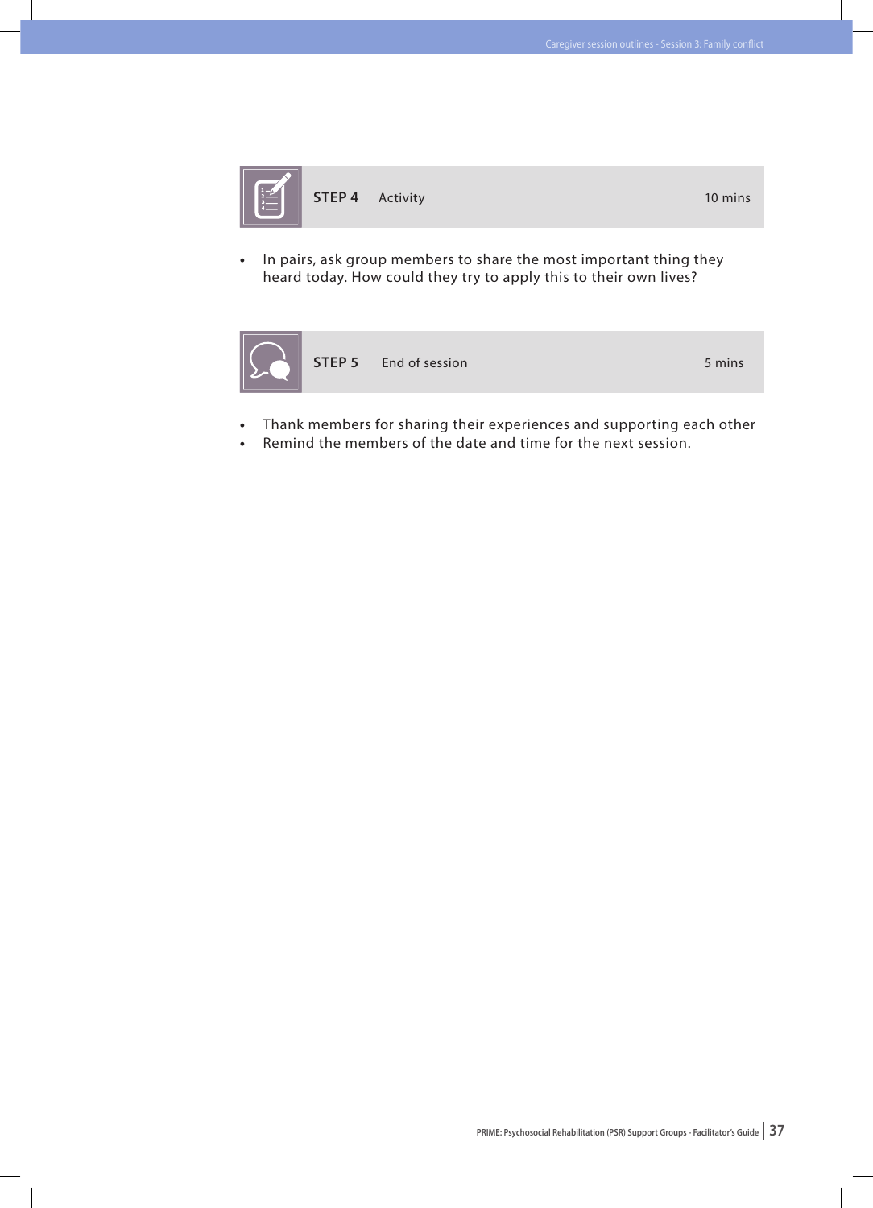## STEP 4 Activity 10 mins

- In pairs, ask group members to share the most important thing they heard today. How could they try to apply this to their own lives?

## STEP 5 End of session 5 mins

- Thank members for sharing their experiences and supporting each other
- Remind the members of the date and time for the next session.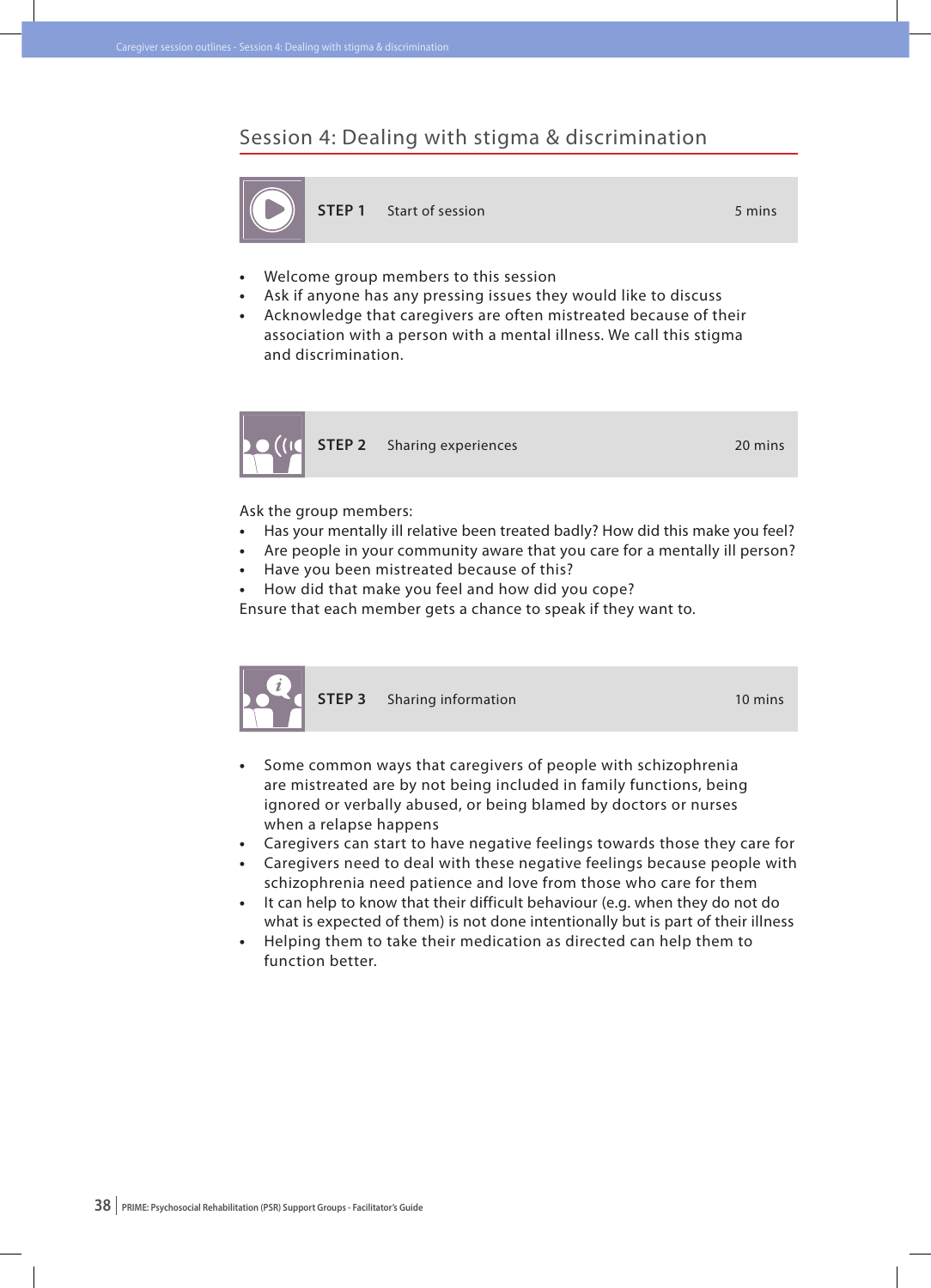## Session 4: Dealing with stigma & discrimination

### STEP 1 Start of session 5 mins

- Welcome group members to this session
- Ask if anyone has any pressing issues they would like to discuss
- Acknowledge that caregivers are often mistreated because of their association with a person with a mental illness. We call this stigma and discrimination.

### STEP 2 Sharing experiences 20 mins

Ask the group members:

- Has your mentally ill relative been treated badly? How did this make you feel?
- Are people in your community aware that you care for a mentally ill person?
- Have you been mistreated because of this?
- How did that make you feel and how did you cope?

Ensure that each member gets a chance to speak if they want to.

### STEP 3 Sharing information 10 mins

- Some common ways that caregivers of people with schizophrenia are mistreated are by not being included in family functions, being ignored or verbally abused, or being blamed by doctors or nurses when a relapse happens
- Caregivers can start to have negative feelings towards those they care for
- Caregivers need to deal with these negative feelings because people with schizophrenia need patience and love from those who care for them
- It can help to know that their difficult behaviour (e.g. when they do not do what is expected of them) is not done intentionally but is part of their illness
- Helping them to take their medication as directed can help them to function better.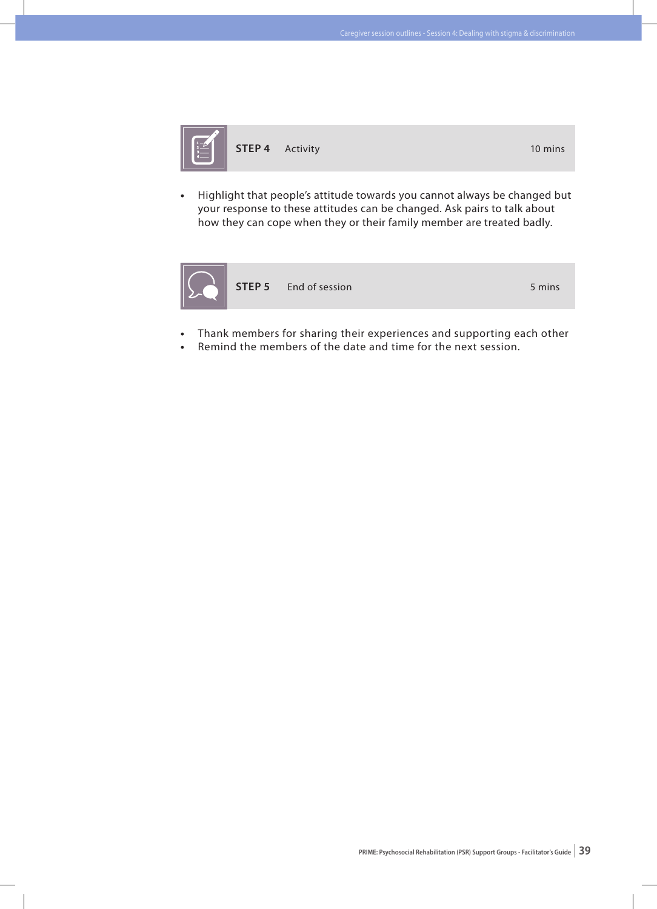### STEP 4 Activity 10 mins

- Highlight that people's attitude towards you cannot always be changed but your response to these attitudes can be changed. Ask pairs to talk about how they can cope when they or their family member are treated badly.

### STEP 5 End of session 5 mins

- Thank members for sharing their experiences and supporting each other
- Remind the members of the date and time for the next session.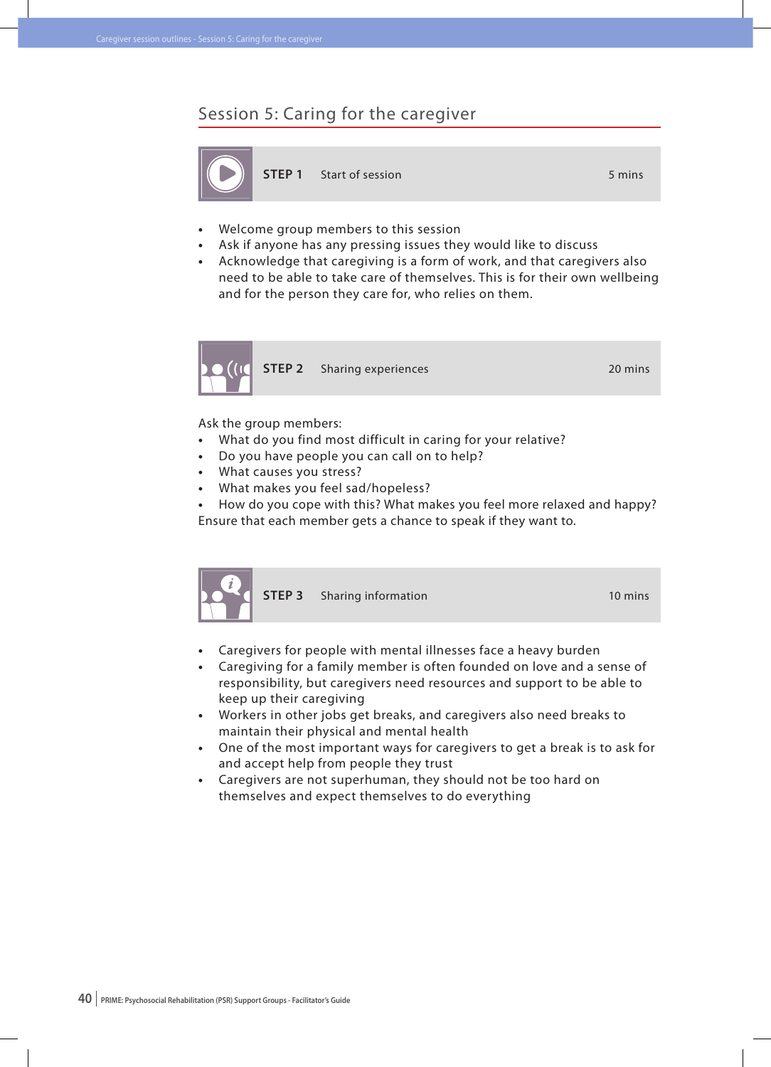## Session 5: Caring for the caregiver

### STEP 1 Start of session 5 mins

- Welcome group members to this session
- Ask if anyone has any pressing issues they would like to discuss
- Acknowledge that caregiving is a form of work, and that caregivers also need to be able to take care of themselves. This is for their own wellbeing and for the person they care for, who relies on them.

### STEP 2 Sharing experiences 20 mins

Ask the group members:

- What do you find most difficult in caring for your relative?
- Do you have people you can call on to help?
- What causes you stress?
- What makes you feel sad/hopeless?
- How do you cope with this? What makes you feel more relaxed and happy?

Ensure that each member gets a chance to speak if they want to.

### STEP 3 Sharing information 10 mins

- Caregivers for people with mental illnesses face a heavy burden
- Caregiving for a family member is often founded on love and a sense of responsibility, but caregivers need resources and support to be able to keep up their caregiving
- Workers in other jobs get breaks, and caregivers also need breaks to maintain their physical and mental health
- One of the most important ways for caregivers to get a break is to ask for and accept help from people they trust
- Caregivers are not superhuman, they should not be too hard on themselves and expect themselves to do everything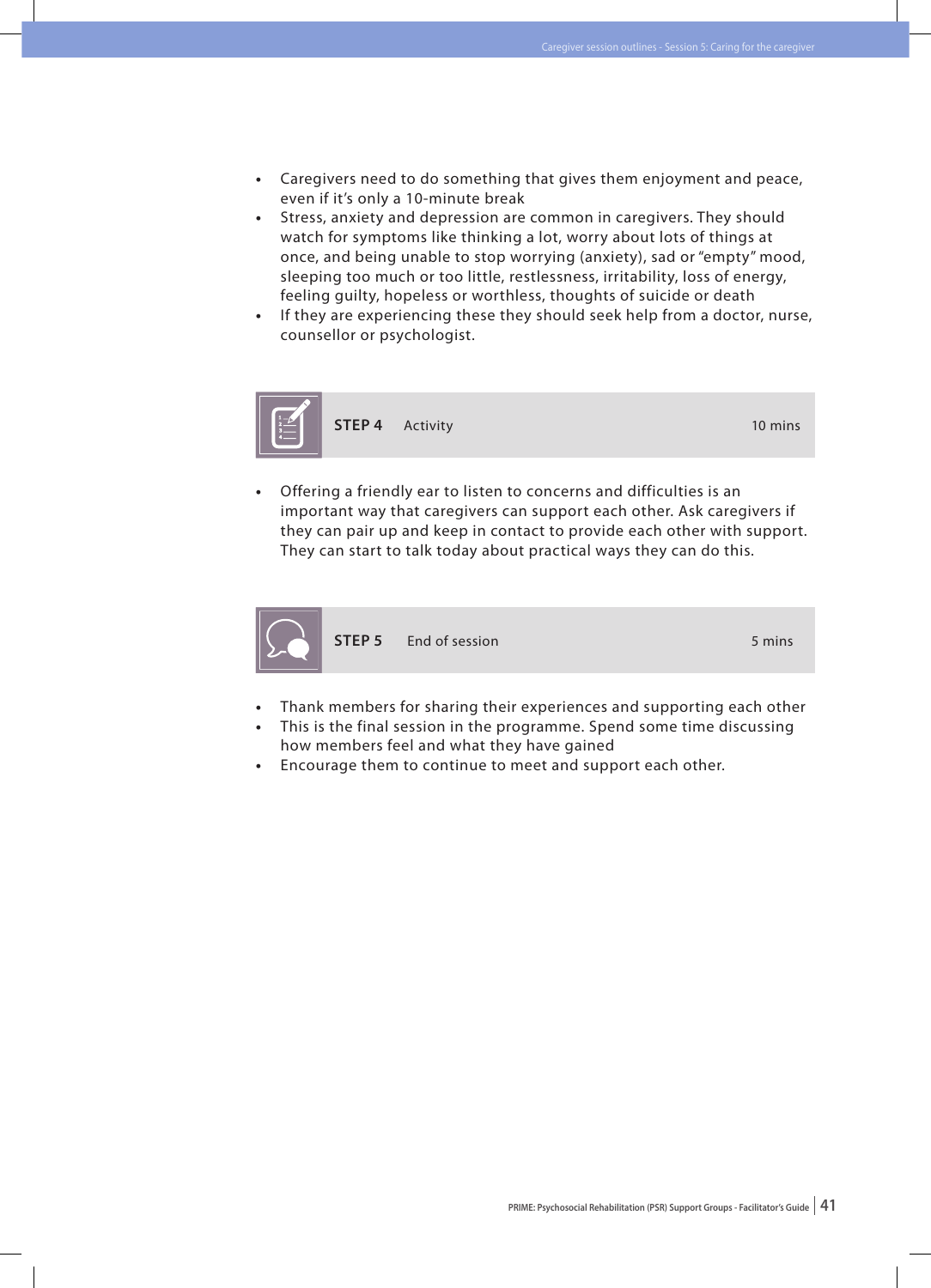- Caregivers need to do something that gives them enjoyment and peace, even if it's only a 10-minute break
- Stress, anxiety and depression are common in caregivers. They should watch for symptoms like thinking a lot, worry about lots of things at once, and being unable to stop worrying (anxiety), sad or "empty" mood, sleeping too much or too little, restlessness, irritability, loss of energy, feeling guilty, hopeless or worthless, thoughts of suicide or death
- If they are experiencing these they should seek help from a doctor, nurse, counsellor or psychologist.

## STEP 4 Activity — 10 mins

- Offering a friendly ear to listen to concerns and difficulties is an important way that caregivers can support each other. Ask caregivers if they can pair up and keep in contact to provide each other with support. They can start to talk today about practical ways they can do this.

## STEP 5 End of session — 5 mins

- Thank members for sharing their experiences and supporting each other
- This is the final session in the programme. Spend some time discussing how members feel and what they have gained
- Encourage them to continue to meet and support each other.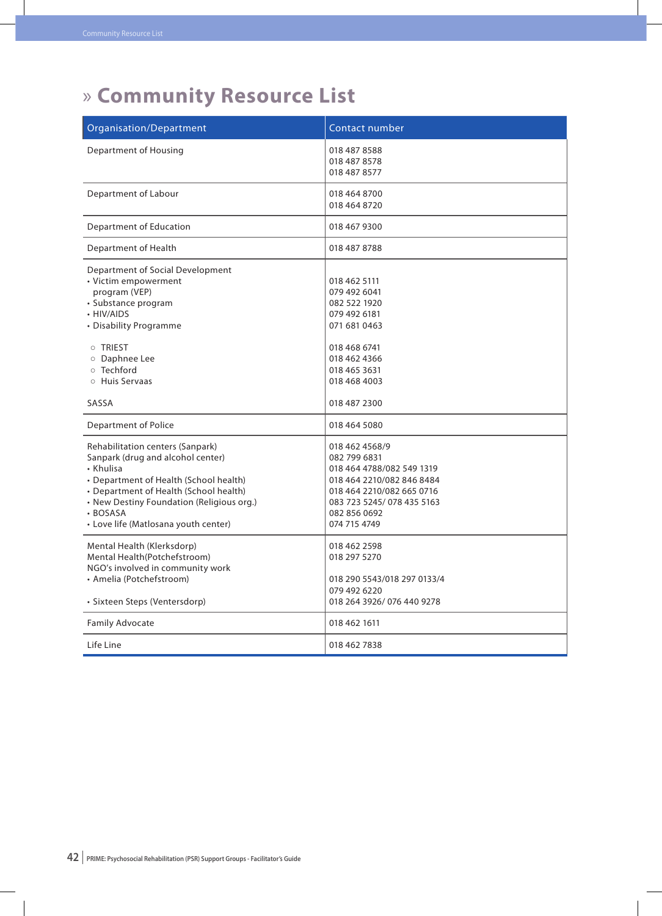# » Community Resource List

| Organisation/Department | Contact number |
|---|---|
| Department of Housing | 018 487 8588<br>018 487 8578<br>018 487 8577 |
| Department of Labour | 018 464 8700<br>018 464 8720 |
| Department of Education | 018 467 9300 |
| Department of Health | 018 487 8788 |
| Department of Social Development<br>• Victim empowerment program (VEP)<br>• Substance program<br>• HIV/AIDS<br>• Disability Programme<br><br>○ TRIEST<br>○ Daphnee Lee<br>○ Techford<br>○ Huis Servaas<br><br>SASSA | <br>018 462 5111<br>079 492 6041<br>082 522 1920<br>079 492 6181<br>071 681 0463<br><br>018 468 6741<br>018 462 4366<br>018 465 3631<br>018 468 4003<br><br>018 487 2300 |
| Department of Police | 018 464 5080 |
| Rehabilitation centers (Sanpark)<br>Sanpark (drug and alcohol center)<br>• Khulisa<br>• Department of Health (School health)<br>• Department of Health (School health)<br>• New Destiny Foundation (Religious org.)<br>• BOSASA<br>• Love life (Matlosana youth center) | 018 462 4568/9<br>082 799 6831<br>018 464 4788/082 549 1319<br>018 464 2210/082 846 8484<br>018 464 2210/082 665 0716<br>083 723 5245/ 078 435 5163<br>082 856 0692<br>074 715 4749 |
| Mental Health (Klerksdorp)<br>Mental Health(Potchefstroom)<br>NGO's involved in community work<br>• Amelia (Potchefstroom)<br><br>• Sixteen Steps (Ventersdorp) | 018 462 2598<br>018 297 5270<br><br>018 290 5543/018 297 0133/4<br>079 492 6220<br>018 264 3926/ 076 440 9278 |
| Family Advocate | 018 462 1611 |
| Life Line | 018 462 7838 |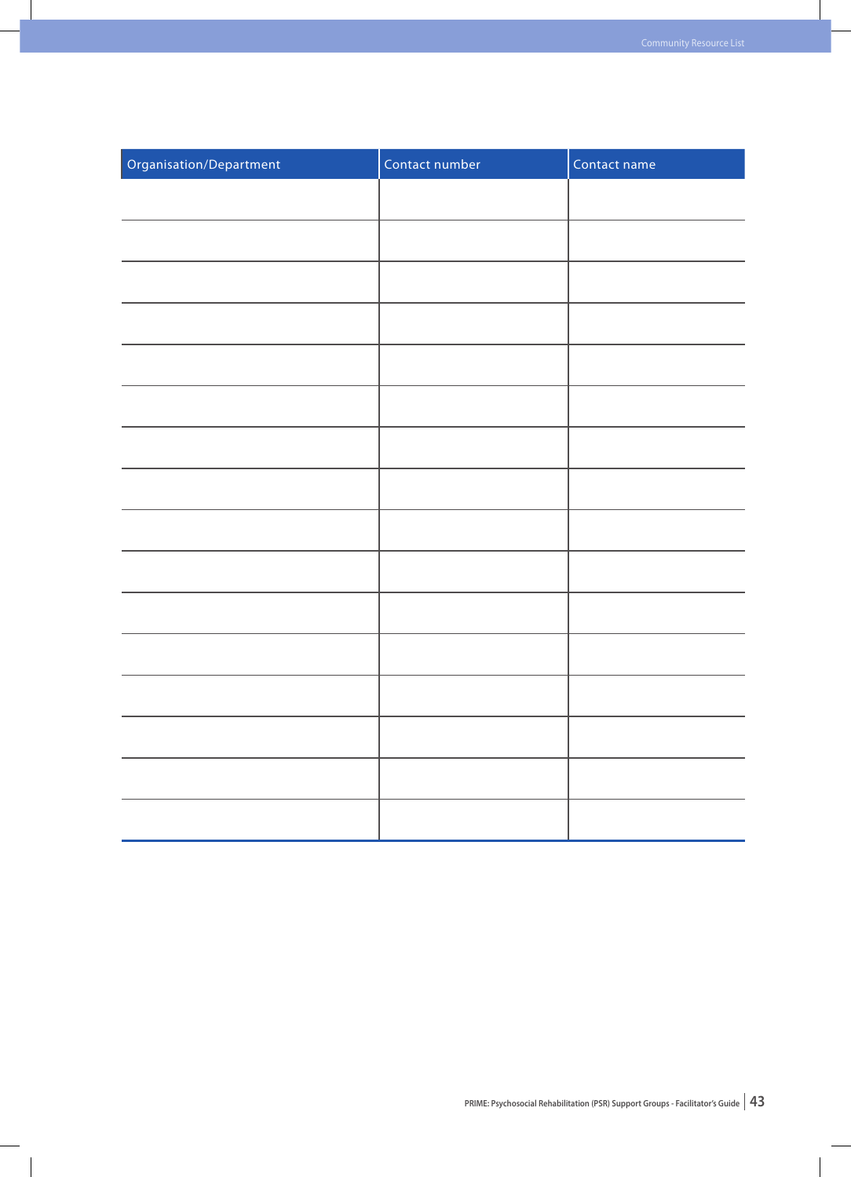| Organisation/Department | Contact number | Contact name |
|---|---|---|
| | | |
| | | |
| | | |
| | | |
| | | |
| | | |
| | | |
| | | |
| | | |
| | | |
| | | |
| | | |
| | | |
| | | |
| | | |
| | | |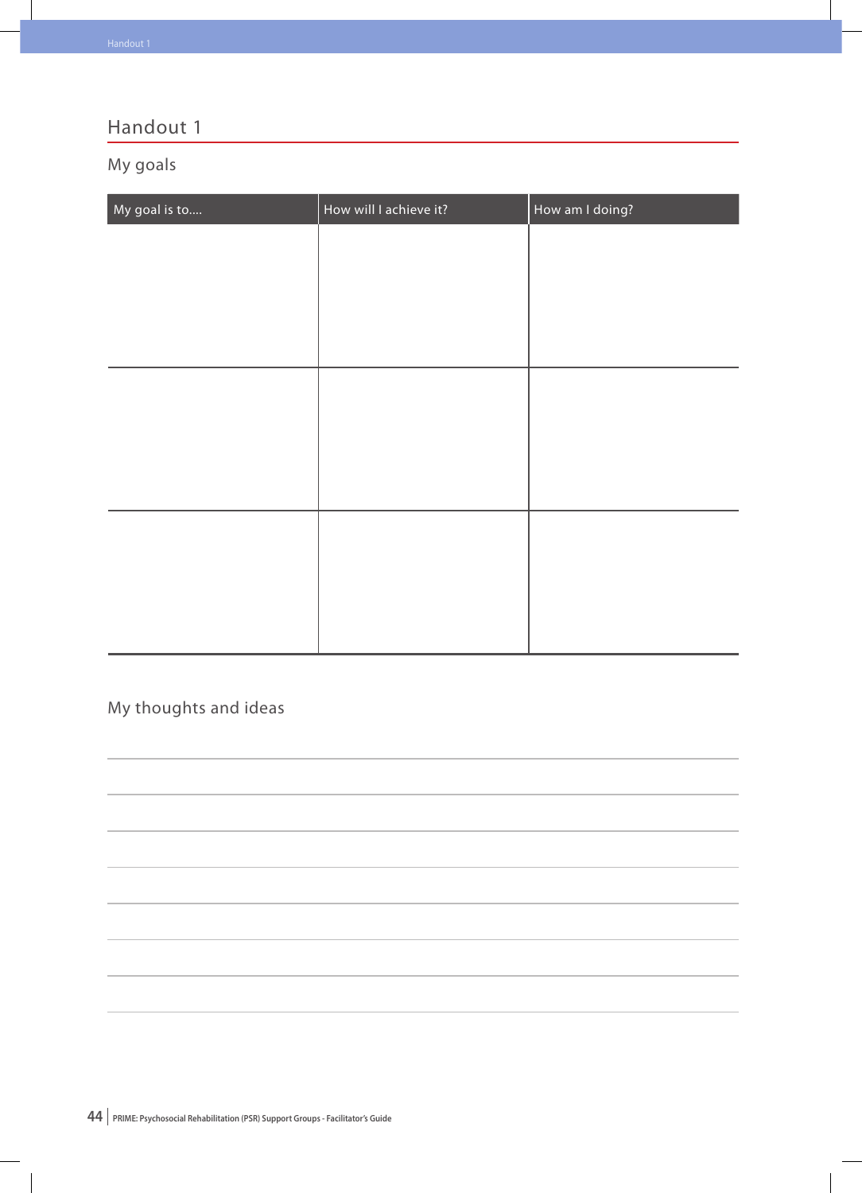# Handout 1

## My goals

| My goal is to.... | How will I achieve it? | How am I doing? |
|---|---|---|
| | | |
| | | |
| | | |

## My thoughts and ideas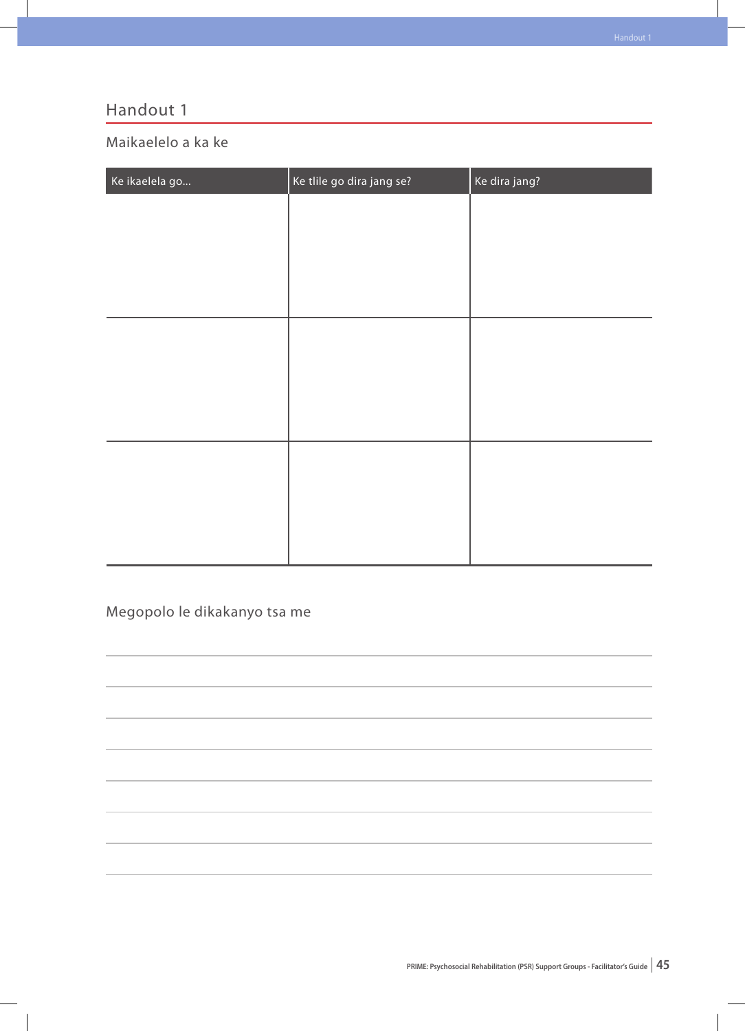## Handout 1

### Maikaelelo a ka ke

| Ke ikaelela go... | Ke tlile go dira jang se? | Ke dira jang? |
|---|---|---|
| | | |
| | | |
| | | |

### Megopolo le dikakanyo tsa me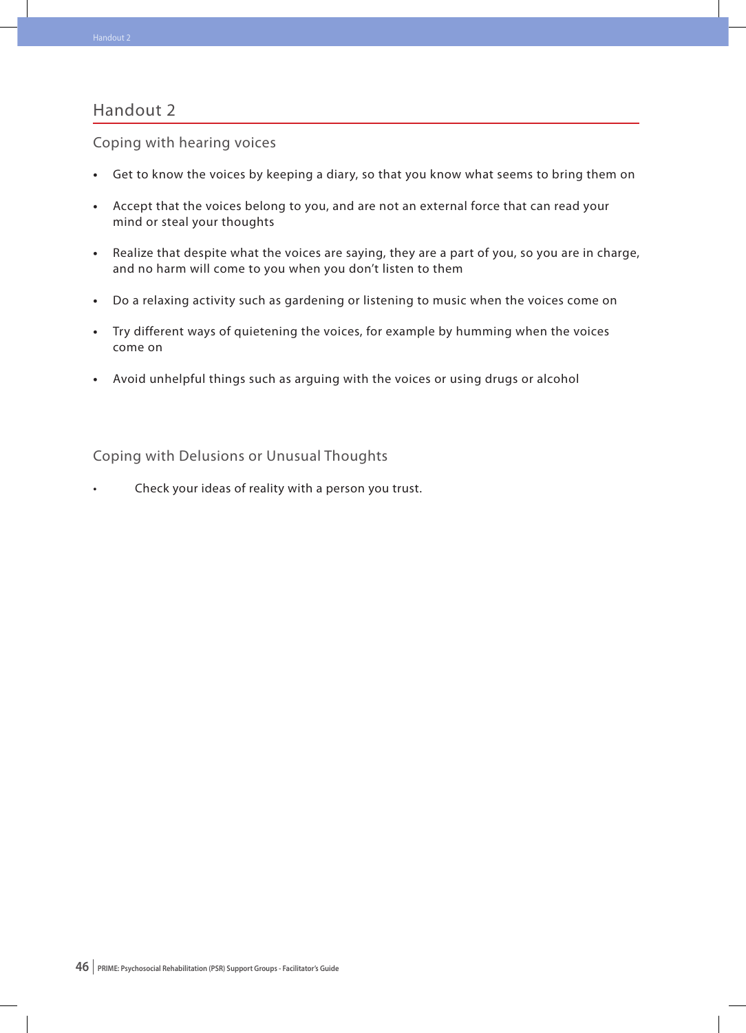# Handout 2

## Coping with hearing voices

- Get to know the voices by keeping a diary, so that you know what seems to bring them on
- Accept that the voices belong to you, and are not an external force that can read your mind or steal your thoughts
- Realize that despite what the voices are saying, they are a part of you, so you are in charge, and no harm will come to you when you don't listen to them
- Do a relaxing activity such as gardening or listening to music when the voices come on
- Try different ways of quietening the voices, for example by humming when the voices come on
- Avoid unhelpful things such as arguing with the voices or using drugs or alcohol

## Coping with Delusions or Unusual Thoughts

- Check your ideas of reality with a person you trust.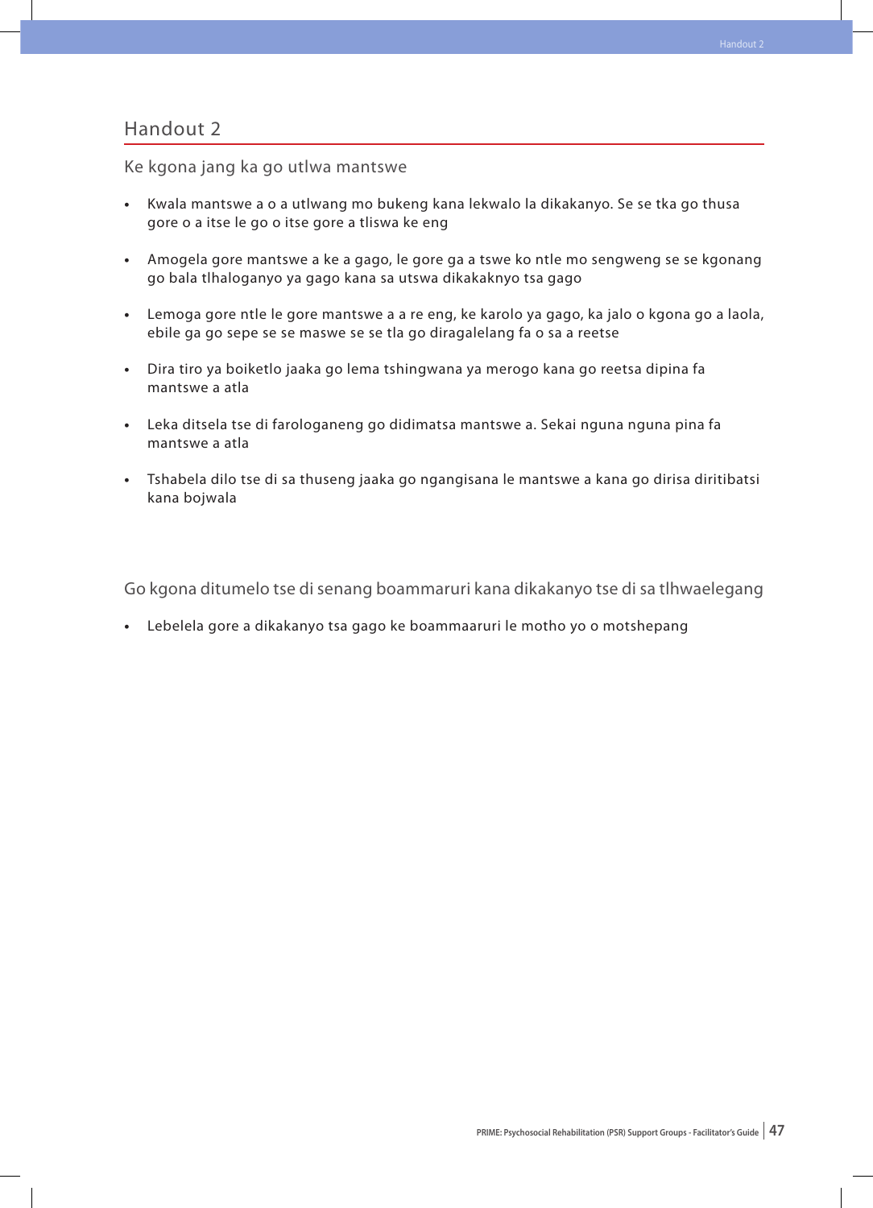## Handout 2

### Ke kgona jang ka go utlwa mantswe

- Kwala mantswe a o a utlwang mo bukeng kana lekwalo la dikakanyo. Se se tka go thusa gore o a itse le go o itse gore a tliswa ke eng
- Amogela gore mantswe a ke a gago, le gore ga a tswe ko ntle mo sengweng se se kgonang go bala tlhaloganyo ya gago kana sa utswa dikakaknyo tsa gago
- Lemoga gore ntle le gore mantswe a a re eng, ke karolo ya gago, ka jalo o kgona go a laola, ebile ga go sepe se se maswe se se tla go diragalelang fa o sa a reetse
- Dira tiro ya boiketlo jaaka go lema tshingwana ya merogo kana go reetsa dipina fa mantswe a atla
- Leka ditsela tse di farologaneng go didimatsa mantswe a. Sekai nguna nguna pina fa mantswe a atla
- Tshabela dilo tse di sa thuseng jaaka go ngangisana le mantswe a kana go dirisa diritibatsi kana bojwala

### Go kgona ditumelo tse di senang boammaruri kana dikakanyo tse di sa tlhwaelegang

- Lebelela gore a dikakanyo tsa gago ke boammaaruri le motho yo o motshepang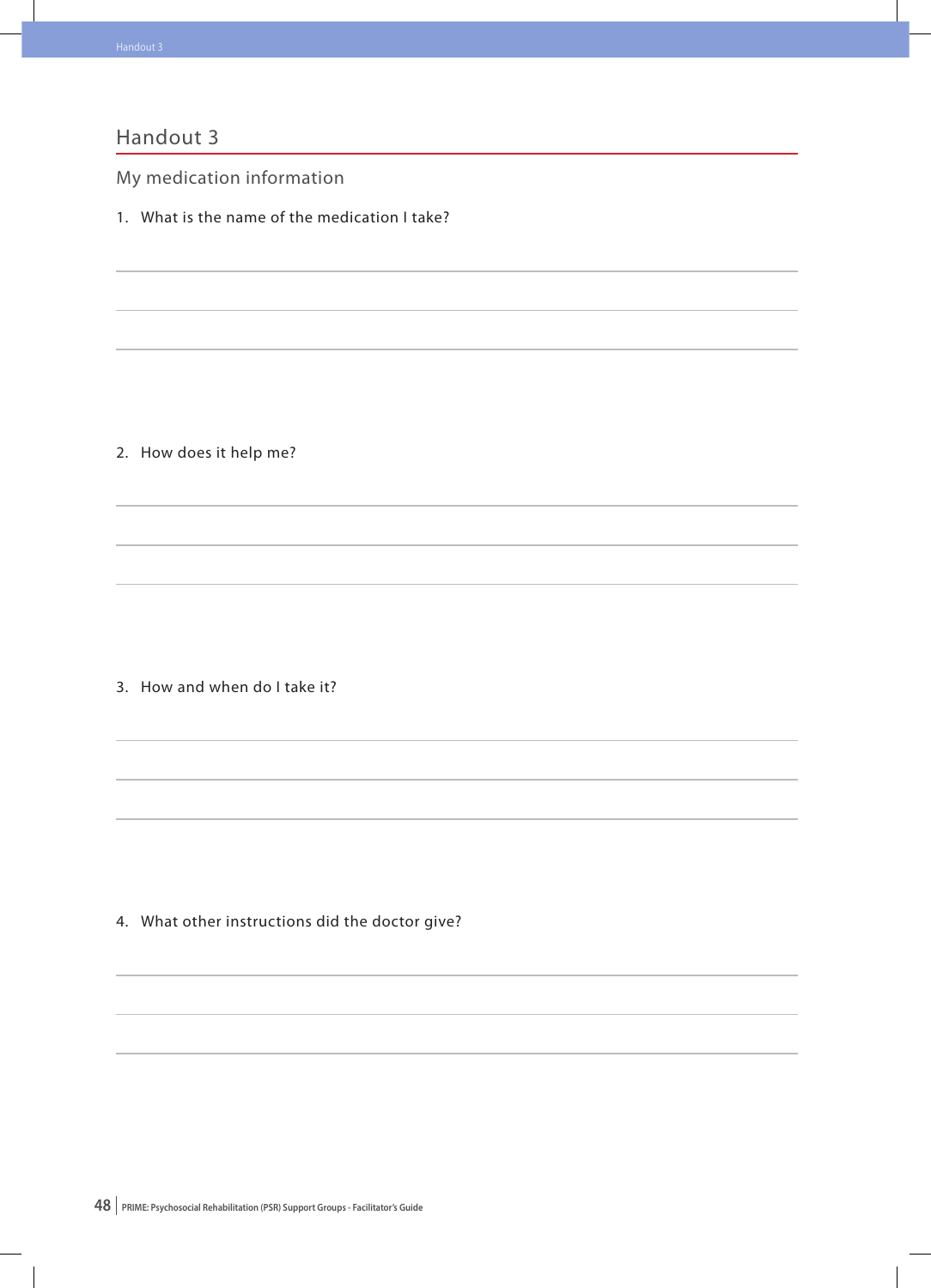# Handout 3

## My medication information

1. What is the name of the medication I take?

2. How does it help me?

3. How and when do I take it?

4. What other instructions did the doctor give?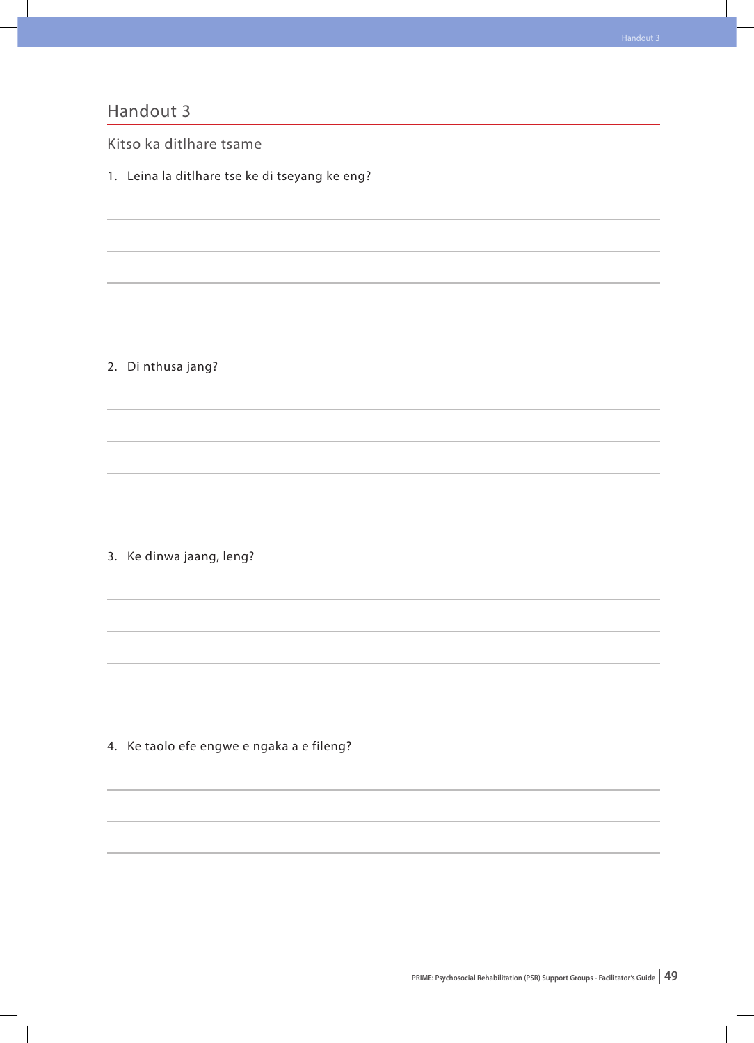## Handout 3

Kitso ka ditlhare tsame

1. Leina la ditlhare tse ke di tseyang ke eng?

2. Di nthusa jang?

3. Ke dinwa jaang, leng?

4. Ke taolo efe engwe e ngaka a e fileng?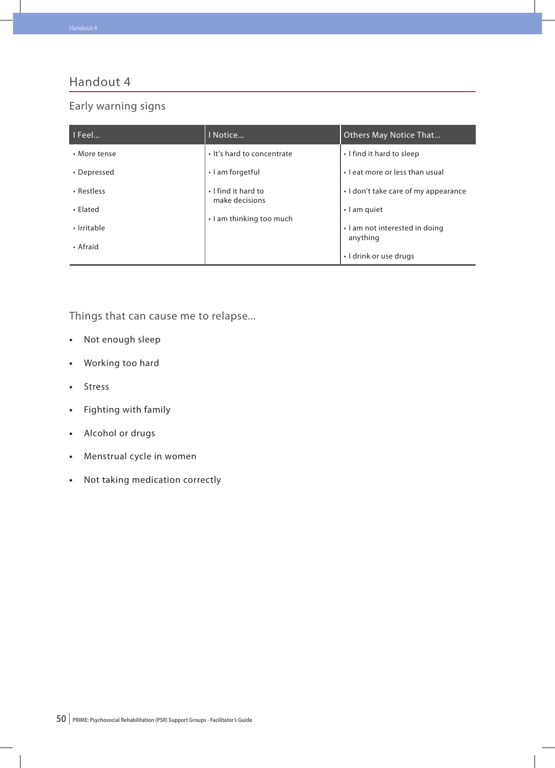# Handout 4

## Early warning signs

| I Feel… | I Notice… | Others May Notice That… |
| --- | --- | --- |
| • More tense | • It's hard to concentrate | • I find it hard to sleep |
| • Depressed | • I am forgetful | • I eat more or less than usual |
| • Restless | • I find it hard to make decisions | • I don't take care of my appearance |
| • Elated | • I am thinking too much | • I am quiet |
| • Irritable | | • I am not interested in doing anything |
| • Afraid | | • I drink or use drugs |

## Things that can cause me to relapse…

- Not enough sleep
- Working too hard
- Stress
- Fighting with family
- Alcohol or drugs
- Menstrual cycle in women
- Not taking medication correctly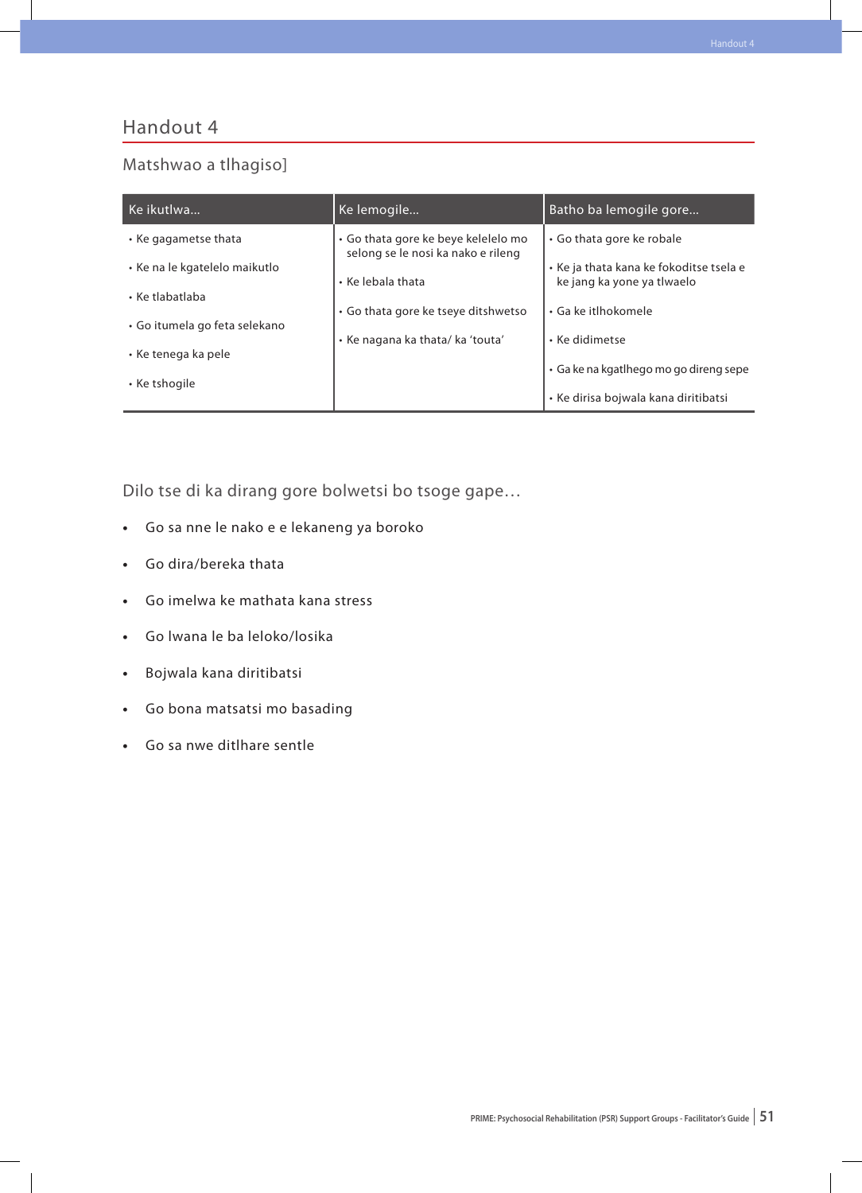# Handout 4

## Matshwao a tlhagiso]

| Ke ikutlwa... | Ke lemogile... | Batho ba lemogile gore... |
|---|---|---|
| • Ke gagametse thata | • Go thata gore ke beye kelelelo mo selong se le nosi ka nako e rileng | • Go thata gore ke robale |
| • Ke na le kgatelelo maikutlo | • Ke lebala thata | • Ke ja thata kana ke fokoditse tsela e ke jang ka yone ya tlwaelo |
| • Ke tlabatlaba | • Go thata gore ke tseye ditshwetso | • Ga ke itlhokomele |
| • Go itumela go feta selekano | • Ke nagana ka thata/ ka 'touta' | • Ke didimetse |
| • Ke tenega ka pele | | • Ga ke na kgatlhego mo go direng sepe |
| • Ke tshogile | | • Ke dirisa bojwala kana diritibatsi |

## Dilo tse di ka dirang gore bolwetsi bo tsoge gape…

- Go sa nne le nako e e lekaneng ya boroko
- Go dira/bereka thata
- Go imelwa ke mathata kana stress
- Go lwana le ba leloko/losika
- Bojwala kana diritibatsi
- Go bona matsatsi mo basading
- Go sa nwe ditlhare sentle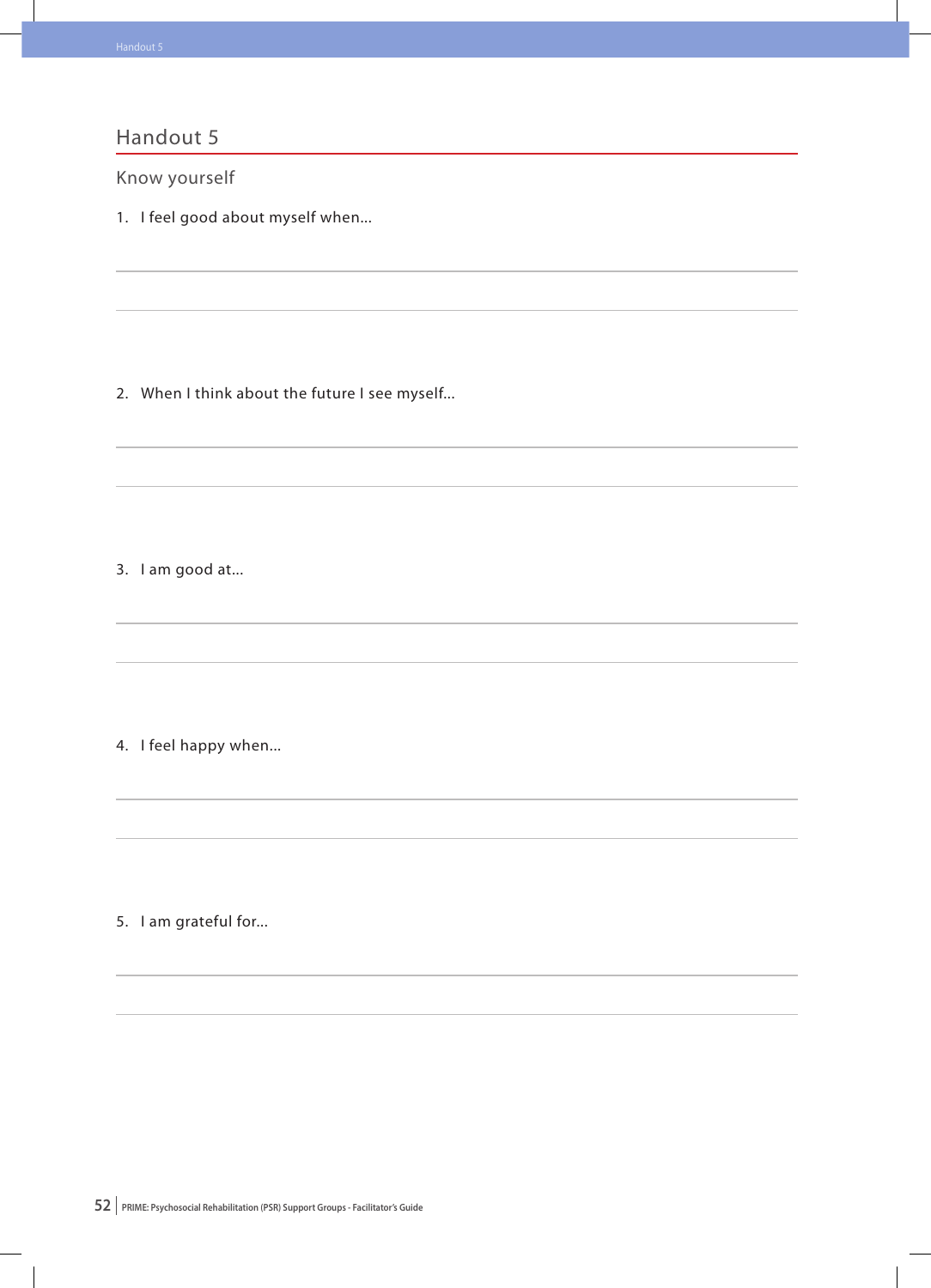## Handout 5

Know yourself

1. I feel good about myself when...

2. When I think about the future I see myself...

3. I am good at...

4. I feel happy when...

5. I am grateful for...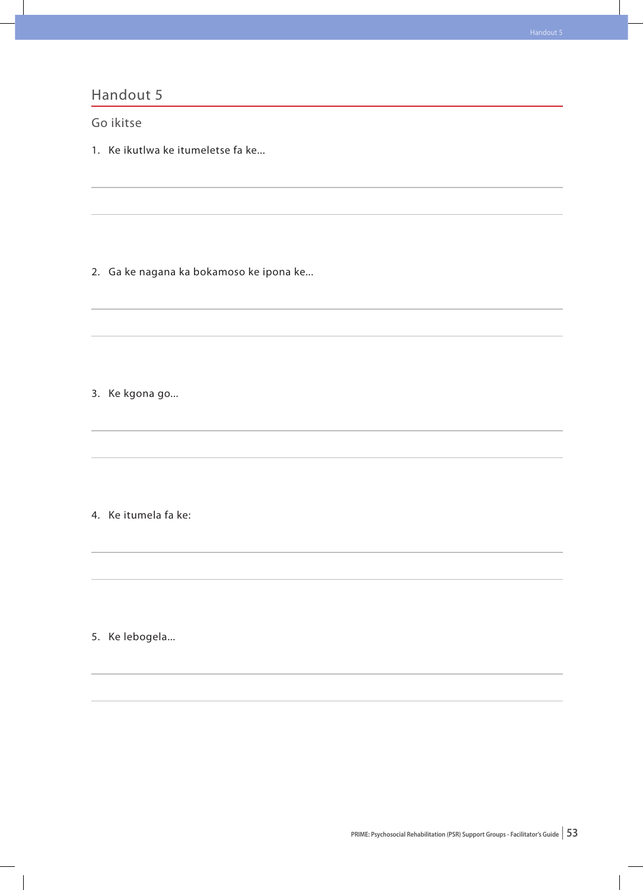# Handout 5

Go ikitse

1. Ke ikutlwa ke itumeletse fa ke...

2. Ga ke nagana ka bokamoso ke ipona ke...

3. Ke kgona go...

4. Ke itumela fa ke:

5. Ke lebogela...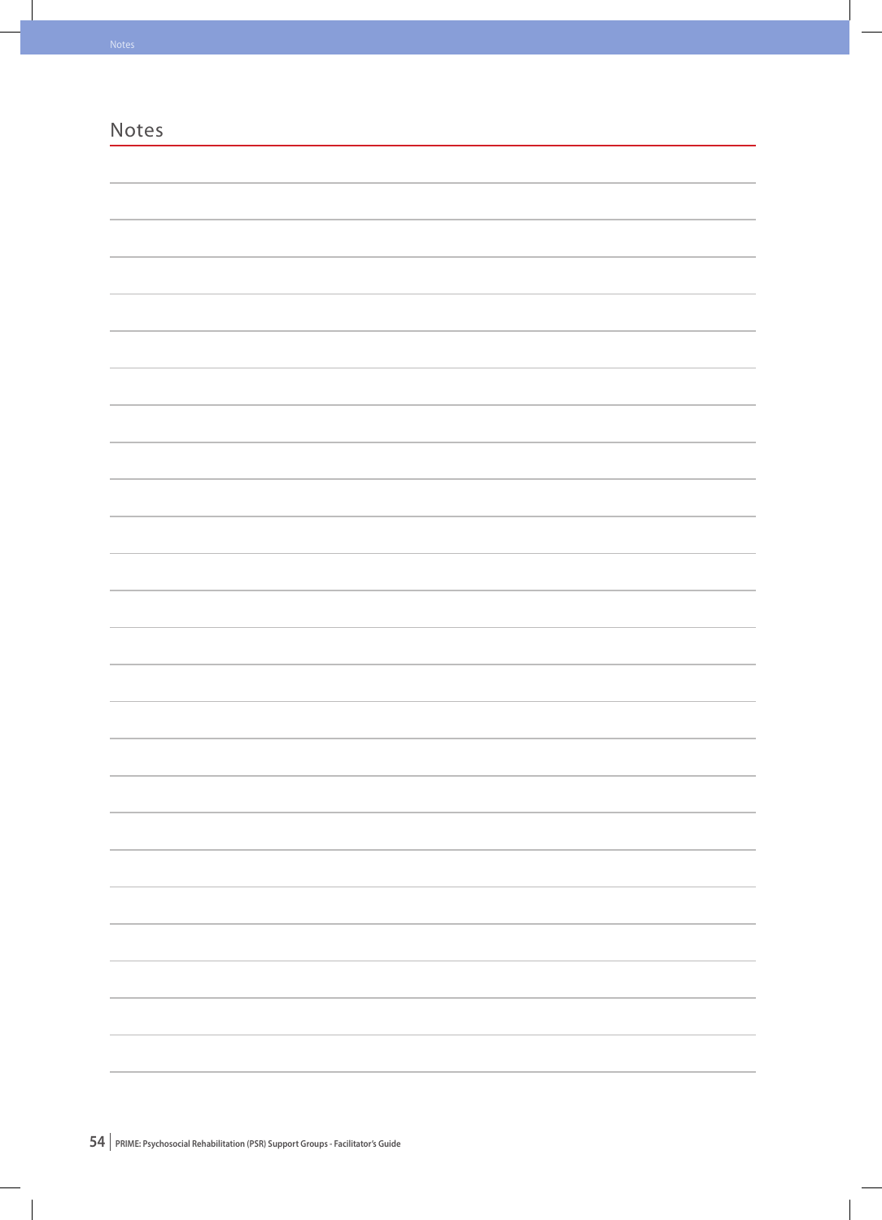## Notes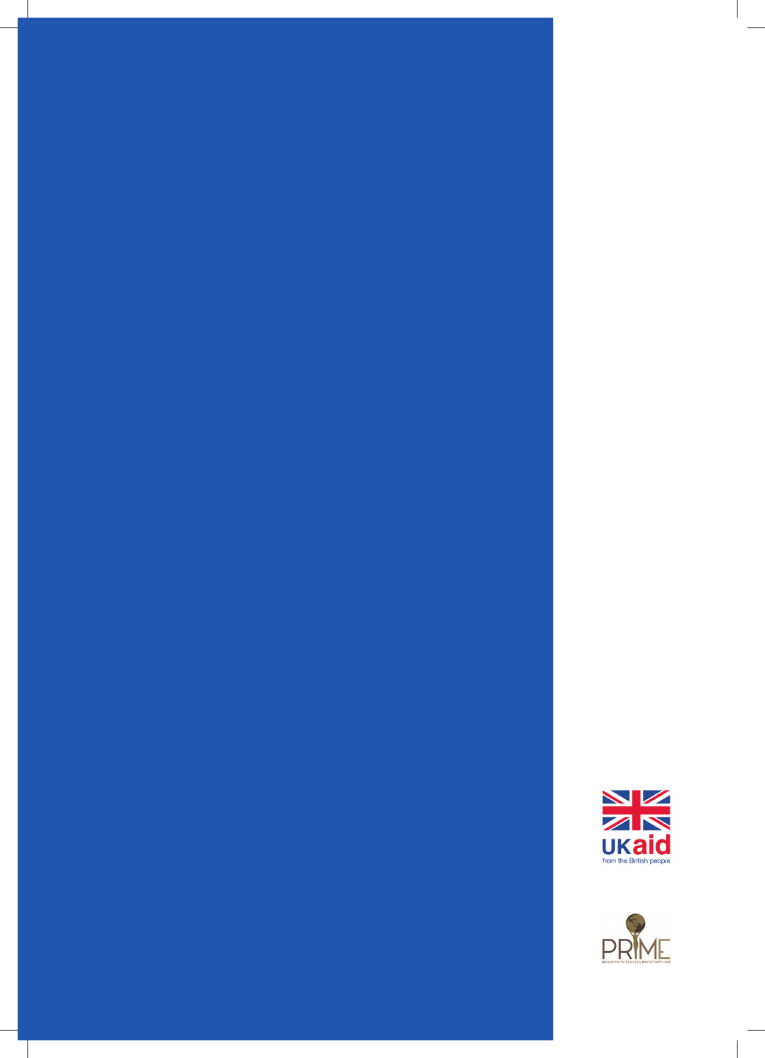UKaid

from the British people

PRIME

programme for improving mental health care